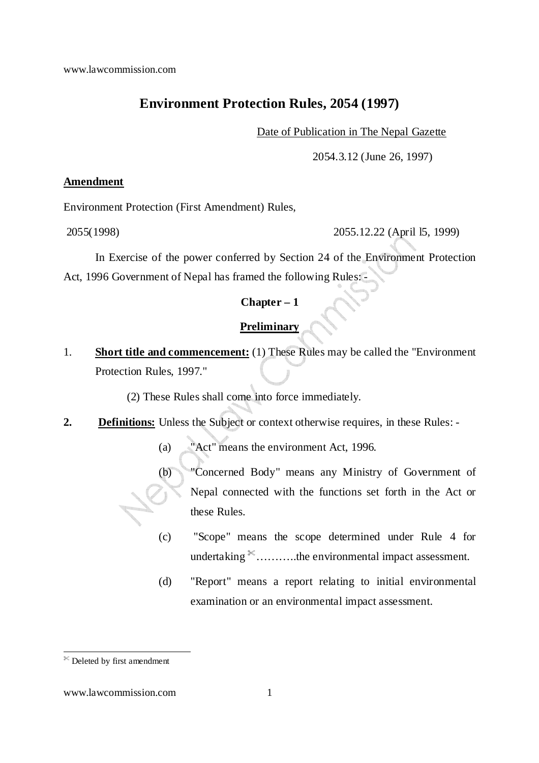# Environment Protection Rules, 2054 (1997)

Date of Publication in The Nepal Gazette

2054.3.12 (June 26, 1997)

**Amendment**

Environment Protection (First Amendment) Rules,

2055(1998) 2055.12.22 (April l5, 1999)

In Exercise of the power conferred by Section 24 of the Environment Protection Act, 1996 Government of Nepal has framed the following Rules: -

## Chapter – 1

## Preliminary

1. **Short title and commencement:** (1) These Rules may be called the "Environment Protection Rules, 1997."

   (2) These Rules shall come into force immediately.

2. **Definitions:** Unless the Subject or context otherwise requires, in these Rules: -

   (a) "Act" means the environment Act, 1996.

   (b) "Concerned Body" means any Ministry of Government of Nepal connected with the functions set forth in the Act or these Rules.

   (c) "Scope" means the scope determined under Rule 4 for undertaking ✂………..the environmental impact assessment.

   (d) "Report" means a report relating to initial environmental examination or an environmental impact assessment.

---

✂ Deleted by first amendment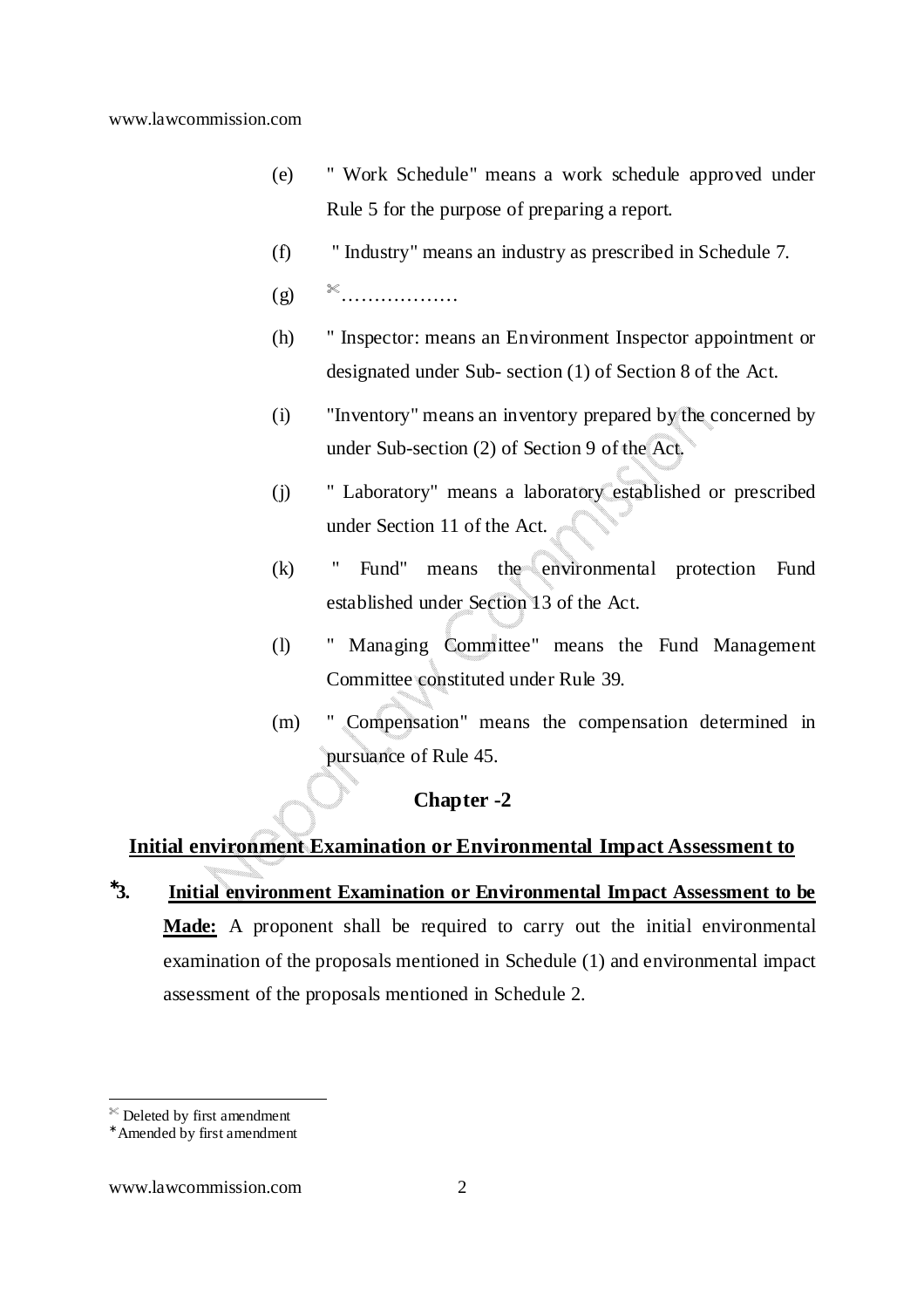(e) " Work Schedule" means a work schedule approved under Rule 5 for the purpose of preparing a report.

(f) " Industry" means an industry as prescribed in Schedule 7.

(g) ✂………………

(h) " Inspector: means an Environment Inspector appointment or designated under Sub- section (1) of Section 8 of the Act.

(i) "Inventory" means an inventory prepared by the concerned by under Sub-section (2) of Section 9 of the Act.

(j) " Laboratory" means a laboratory established or prescribed under Section 11 of the Act.

(k) " Fund" means the environmental protection Fund established under Section 13 of the Act.

(l) " Managing Committee" means the Fund Management Committee constituted under Rule 39.

(m) " Compensation" means the compensation determined in pursuance of Rule 45.

## Chapter -2

## Initial environment Examination or Environmental Impact Assessment to

*3. **Initial environment Examination or Environmental Impact Assessment to be Made:** A proponent shall be required to carry out the initial environmental examination of the proposals mentioned in Schedule (1) and environmental impact assessment of the proposals mentioned in Schedule 2.

---

✂ Deleted by first amendment

* Amended by first amendment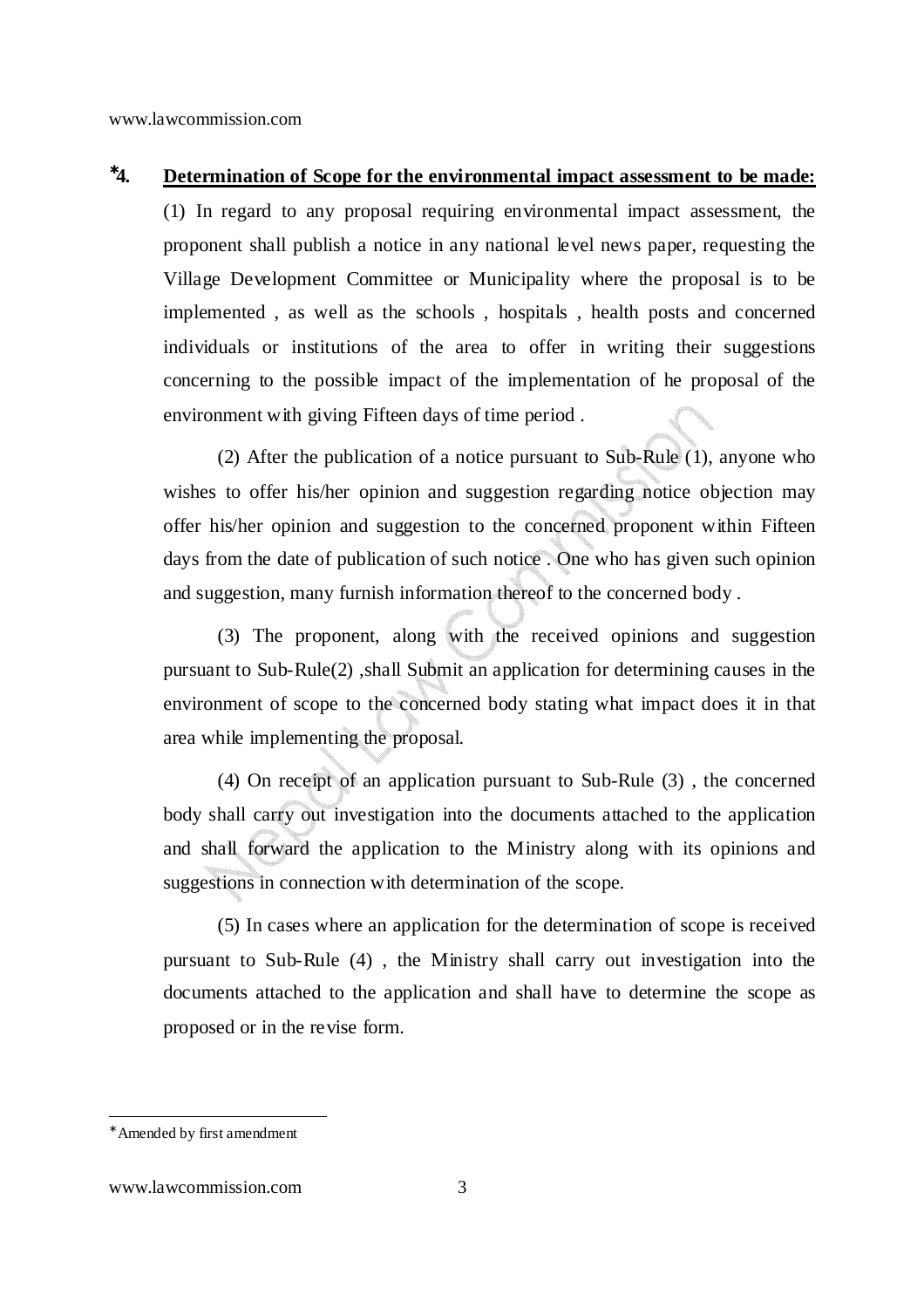**\*4. Determination of Scope for the environmental impact assessment to be made:**

(1) In regard to any proposal requiring environmental impact assessment, the proponent shall publish a notice in any national level news paper, requesting the Village Development Committee or Municipality where the proposal is to be implemented , as well as the schools , hospitals , health posts and concerned individuals or institutions of the area to offer in writing their suggestions concerning to the possible impact of the implementation of he proposal of the environment with giving Fifteen days of time period .

(2) After the publication of a notice pursuant to Sub-Rule (1), anyone who wishes to offer his/her opinion and suggestion regarding notice objection may offer his/her opinion and suggestion to the concerned proponent within Fifteen days from the date of publication of such notice . One who has given such opinion and suggestion, many furnish information thereof to the concerned body .

(3) The proponent, along with the received opinions and suggestion pursuant to Sub-Rule(2) ,shall Submit an application for determining causes in the environment of scope to the concerned body stating what impact does it in that area while implementing the proposal.

(4) On receipt of an application pursuant to Sub-Rule (3) , the concerned body shall carry out investigation into the documents attached to the application and shall forward the application to the Ministry along with its opinions and suggestions in connection with determination of the scope.

(5) In cases where an application for the determination of scope is received pursuant to Sub-Rule (4) , the Ministry shall carry out investigation into the documents attached to the application and shall have to determine the scope as proposed or in the revise form.

---

\* Amended by first amendment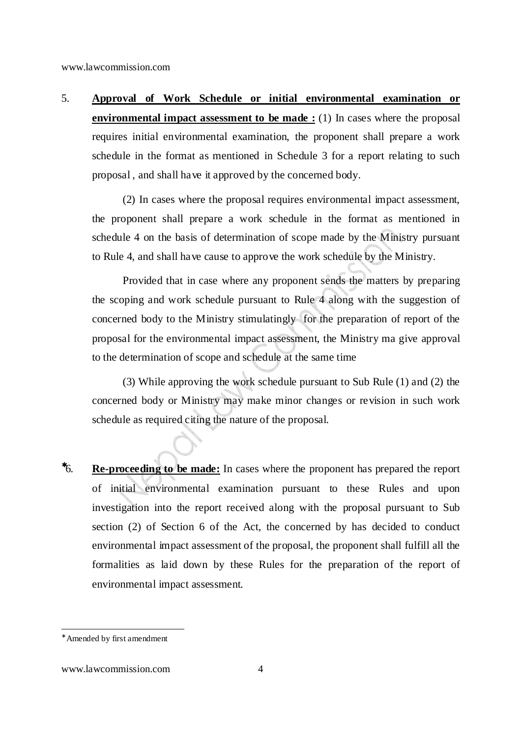5. **Approval of Work Schedule or initial environmental examination or environmental impact assessment to be made :** (1) In cases where the proposal requires initial environmental examination, the proponent shall prepare a work schedule in the format as mentioned in Schedule 3 for a report relating to such proposal , and shall have it approved by the concerned body.

(2) In cases where the proposal requires environmental impact assessment, the proponent shall prepare a work schedule in the format as mentioned in schedule 4 on the basis of determination of scope made by the Ministry pursuant to Rule 4, and shall have cause to approve the work schedule by the Ministry.

Provided that in case where any proponent sends the matters by preparing the scoping and work schedule pursuant to Rule 4 along with the suggestion of concerned body to the Ministry stimulatingly for the preparation of report of the proposal for the environmental impact assessment, the Ministry ma give approval to the determination of scope and schedule at the same time

(3) While approving the work schedule pursuant to Sub Rule (1) and (2) the concerned body or Ministry may make minor changes or revision in such work schedule as required citing the nature of the proposal.

*6. **Re-proceeding to be made:** In cases where the proponent has prepared the report of initial environmental examination pursuant to these Rules and upon investigation into the report received along with the proposal pursuant to Sub section (2) of Section 6 of the Act, the concerned by has decided to conduct environmental impact assessment of the proposal, the proponent shall fulfill all the formalities as laid down by these Rules for the preparation of the report of environmental impact assessment.

---

*Amended by first amendment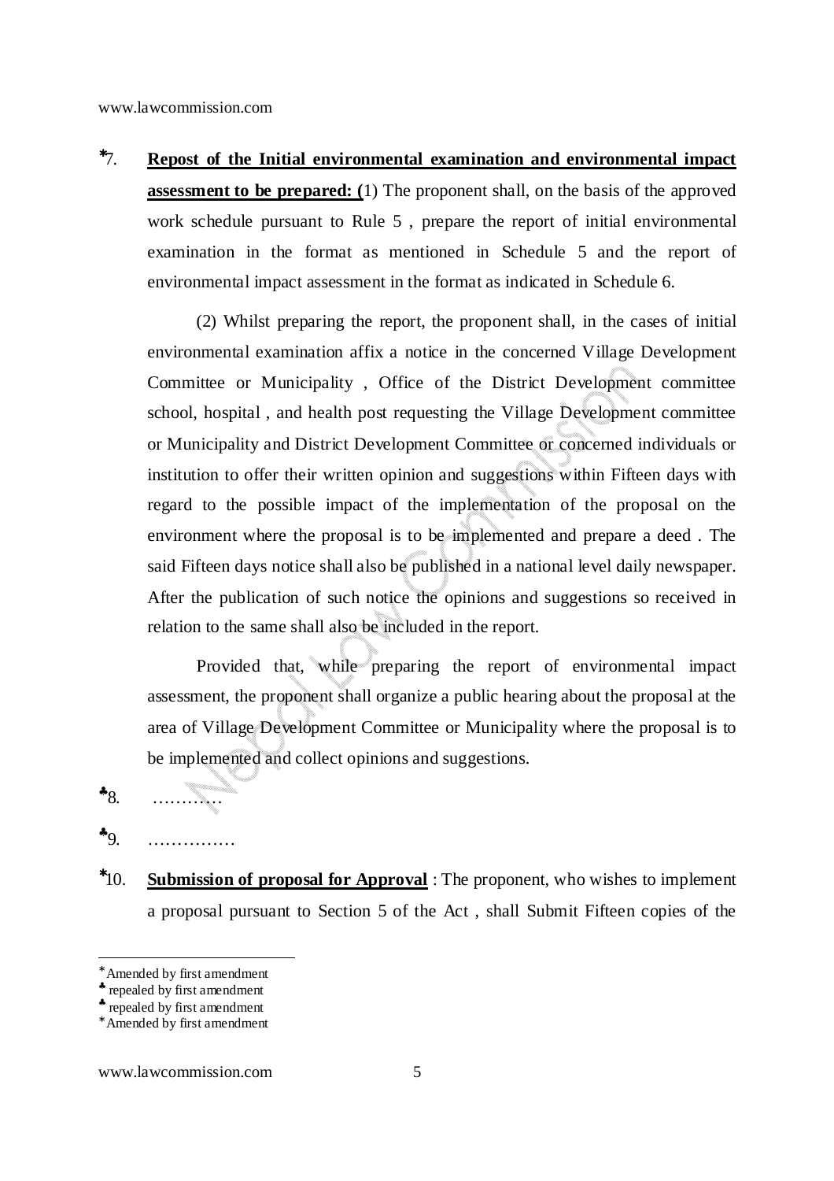*7. **Repost of the Initial environmental examination and environmental impact assessment to be prepared: (**1) The proponent shall, on the basis of the approved work schedule pursuant to Rule 5 , prepare the report of initial environmental examination in the format as mentioned in Schedule 5 and the report of environmental impact assessment in the format as indicated in Schedule 6.

(2) Whilst preparing the report, the proponent shall, in the cases of initial environmental examination affix a notice in the concerned Village Development Committee or Municipality , Office of the District Development committee school, hospital , and health post requesting the Village Development committee or Municipality and District Development Committee or concerned individuals or institution to offer their written opinion and suggestions within Fifteen days with regard to the possible impact of the implementation of the proposal on the environment where the proposal is to be implemented and prepare a deed . The said Fifteen days notice shall also be published in a national level daily newspaper. After the publication of such notice the opinions and suggestions so received in relation to the same shall also be included in the report.

Provided that, while preparing the report of environmental impact assessment, the proponent shall organize a public hearing about the proposal at the area of Village Development Committee or Municipality where the proposal is to be implemented and collect opinions and suggestions.

♣8. …………

♣9. ……………

*10. **Submission of proposal for Approval** : The proponent, who wishes to implement a proposal pursuant to Section 5 of the Act , shall Submit Fifteen copies of the

---

* Amended by first amendment
♣ repealed by first amendment
♣ repealed by first amendment
* Amended by first amendment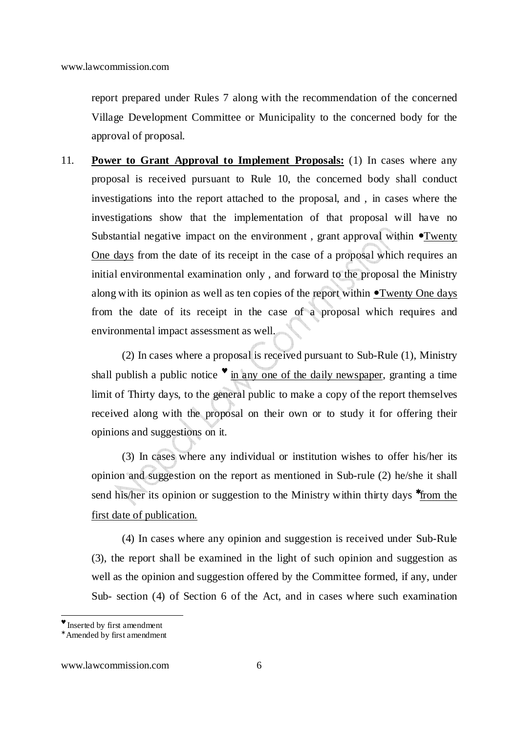report prepared under Rules 7 along with the recommendation of the concerned Village Development Committee or Municipality to the concerned body for the approval of proposal.

11. **Power to Grant Approval to Implement Proposals:** (1) In cases where any proposal is received pursuant to Rule 10, the concerned body shall conduct investigations into the report attached to the proposal, and , in cases where the investigations show that the implementation of that proposal will have no Substantial negative impact on the environment , grant approval within •Twenty One days from the date of its receipt in the case of a proposal which requires an initial environmental examination only , and forward to the proposal the Ministry along with its opinion as well as ten copies of the report within •Twenty One days from the date of its receipt in the case of a proposal which requires and environmental impact assessment as well.

(2) In cases where a proposal is received pursuant to Sub-Rule (1), Ministry shall publish a public notice ♥ in any one of the daily newspaper, granting a time limit of Thirty days, to the general public to make a copy of the report themselves received along with the proposal on their own or to study it for offering their opinions and suggestions on it.

(3) In cases where any individual or institution wishes to offer his/her its opinion and suggestion on the report as mentioned in Sub-rule (2) he/she it shall send his/her its opinion or suggestion to the Ministry within thirty days *from the first date of publication.

(4) In cases where any opinion and suggestion is received under Sub-Rule (3), the report shall be examined in the light of such opinion and suggestion as well as the opinion and suggestion offered by the Committee formed, if any, under Sub- section (4) of Section 6 of the Act, and in cases where such examination

---

♥ Inserted by first amendment

* Amended by first amendment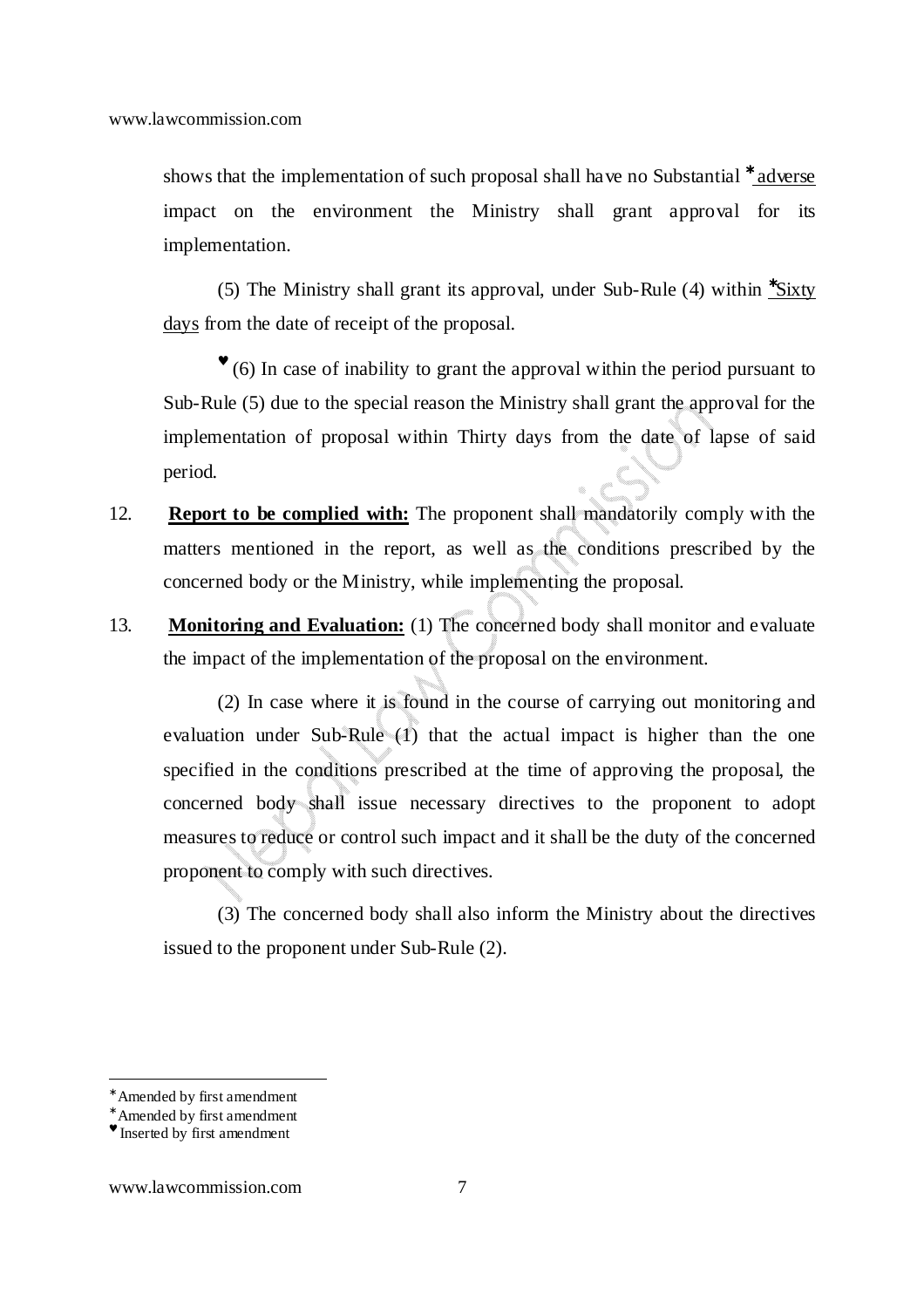shows that the implementation of such proposal shall have no Substantial * adverse impact on the environment the Ministry shall grant approval for its implementation.

(5) The Ministry shall grant its approval, under Sub-Rule (4) within *Sixty days from the date of receipt of the proposal.

♥ (6) In case of inability to grant the approval within the period pursuant to Sub-Rule (5) due to the special reason the Ministry shall grant the approval for the implementation of proposal within Thirty days from the date of lapse of said period.

12. **Report to be complied with:** The proponent shall mandatorily comply with the matters mentioned in the report, as well as the conditions prescribed by the concerned body or the Ministry, while implementing the proposal.

13. **Monitoring and Evaluation:** (1) The concerned body shall monitor and evaluate the impact of the implementation of the proposal on the environment.

(2) In case where it is found in the course of carrying out monitoring and evaluation under Sub-Rule (1) that the actual impact is higher than the one specified in the conditions prescribed at the time of approving the proposal, the concerned body shall issue necessary directives to the proponent to adopt measures to reduce or control such impact and it shall be the duty of the concerned proponent to comply with such directives.

(3) The concerned body shall also inform the Ministry about the directives issued to the proponent under Sub-Rule (2).

---

* Amended by first amendment

* Amended by first amendment

♥ Inserted by first amendment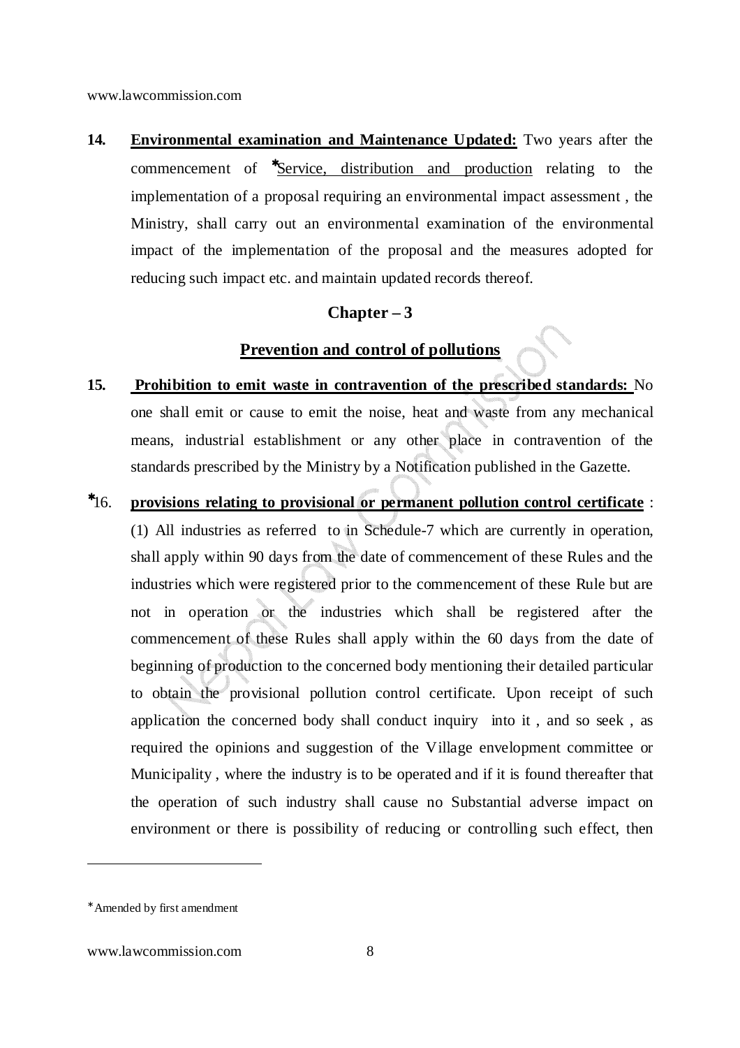**14.** **Environmental examination and Maintenance Updated:** Two years after the commencement of *Service, distribution and production relating to the implementation of a proposal requiring an environmental impact assessment , the Ministry, shall carry out an environmental examination of the environmental impact of the implementation of the proposal and the measures adopted for reducing such impact etc. and maintain updated records thereof.

## Chapter – 3

### Prevention and control of pollutions

**15.** **Prohibition to emit waste in contravention of the prescribed standards:** No one shall emit or cause to emit the noise, heat and waste from any mechanical means, industrial establishment or any other place in contravention of the standards prescribed by the Ministry by a Notification published in the Gazette.

*16. **provisions relating to provisional or permanent pollution control certificate** : (1) All industries as referred to in Schedule-7 which are currently in operation, shall apply within 90 days from the date of commencement of these Rules and the industries which were registered prior to the commencement of these Rule but are not in operation or the industries which shall be registered after the commencement of these Rules shall apply within the 60 days from the date of beginning of production to the concerned body mentioning their detailed particular to obtain the provisional pollution control certificate. Upon receipt of such application the concerned body shall conduct inquiry into it , and so seek , as required the opinions and suggestion of the Village envelopment committee or Municipality , where the industry is to be operated and if it is found thereafter that the operation of such industry shall cause no Substantial adverse impact on environment or there is possibility of reducing or controlling such effect, then

---

*Amended by first amendment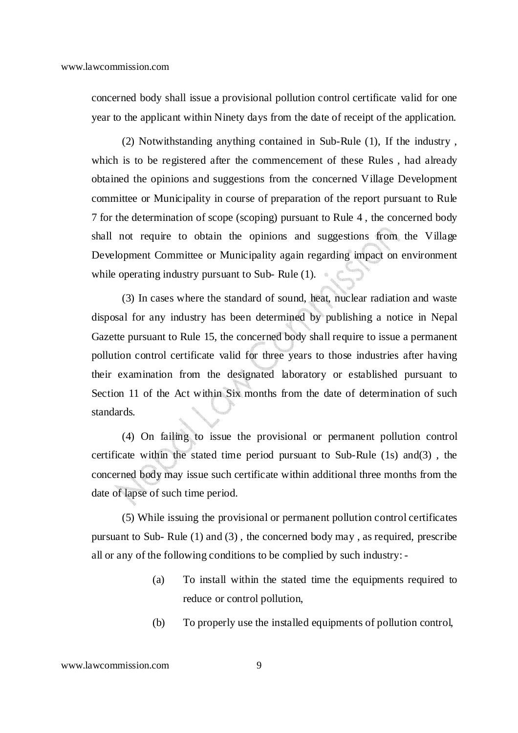concerned body shall issue a provisional pollution control certificate valid for one year to the applicant within Ninety days from the date of receipt of the application.

(2) Notwithstanding anything contained in Sub-Rule (1), If the industry , which is to be registered after the commencement of these Rules , had already obtained the opinions and suggestions from the concerned Village Development committee or Municipality in course of preparation of the report pursuant to Rule 7 for the determination of scope (scoping) pursuant to Rule 4 , the concerned body shall not require to obtain the opinions and suggestions from the Village Development Committee or Municipality again regarding impact on environment while operating industry pursuant to Sub- Rule (1).

(3) In cases where the standard of sound, heat, nuclear radiation and waste disposal for any industry has been determined by publishing a notice in Nepal Gazette pursuant to Rule 15, the concerned body shall require to issue a permanent pollution control certificate valid for three years to those industries after having their examination from the designated laboratory or established pursuant to Section 11 of the Act within Six months from the date of determination of such standards.

(4) On failing to issue the provisional or permanent pollution control certificate within the stated time period pursuant to Sub-Rule (1s) and(3) , the concerned body may issue such certificate within additional three months from the date of lapse of such time period.

(5) While issuing the provisional or permanent pollution control certificates pursuant to Sub- Rule (1) and (3) , the concerned body may , as required, prescribe all or any of the following conditions to be complied by such industry: -

(a) To install within the stated time the equipments required to reduce or control pollution,

(b) To properly use the installed equipments of pollution control,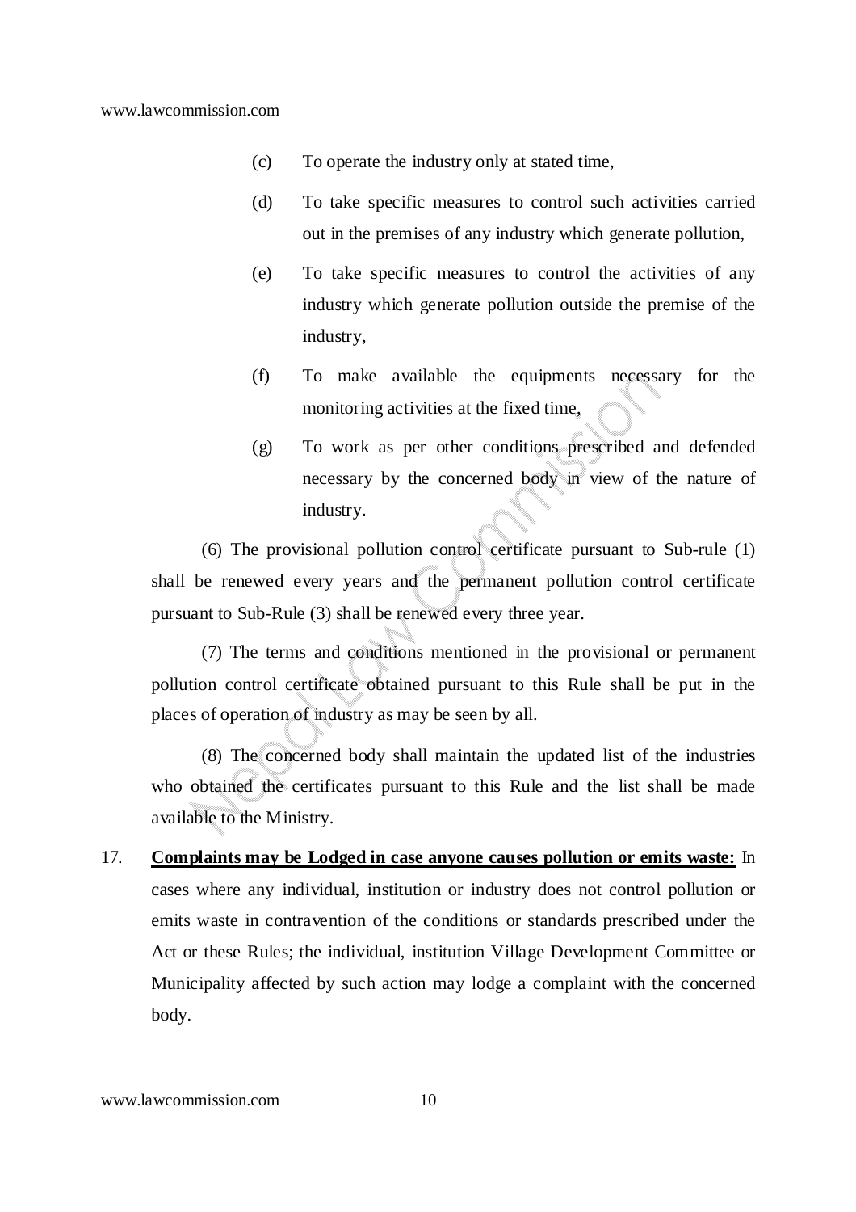(c) To operate the industry only at stated time,

(d) To take specific measures to control such activities carried out in the premises of any industry which generate pollution,

(e) To take specific measures to control the activities of any industry which generate pollution outside the premise of the industry,

(f) To make available the equipments necessary for the monitoring activities at the fixed time,

(g) To work as per other conditions prescribed and defended necessary by the concerned body in view of the nature of industry.

(6) The provisional pollution control certificate pursuant to Sub-rule (1) shall be renewed every years and the permanent pollution control certificate pursuant to Sub-Rule (3) shall be renewed every three year.

(7) The terms and conditions mentioned in the provisional or permanent pollution control certificate obtained pursuant to this Rule shall be put in the places of operation of industry as may be seen by all.

(8) The concerned body shall maintain the updated list of the industries who obtained the certificates pursuant to this Rule and the list shall be made available to the Ministry.

17. **Complaints may be Lodged in case anyone causes pollution or emits waste:** In cases where any individual, institution or industry does not control pollution or emits waste in contravention of the conditions or standards prescribed under the Act or these Rules; the individual, institution Village Development Committee or Municipality affected by such action may lodge a complaint with the concerned body.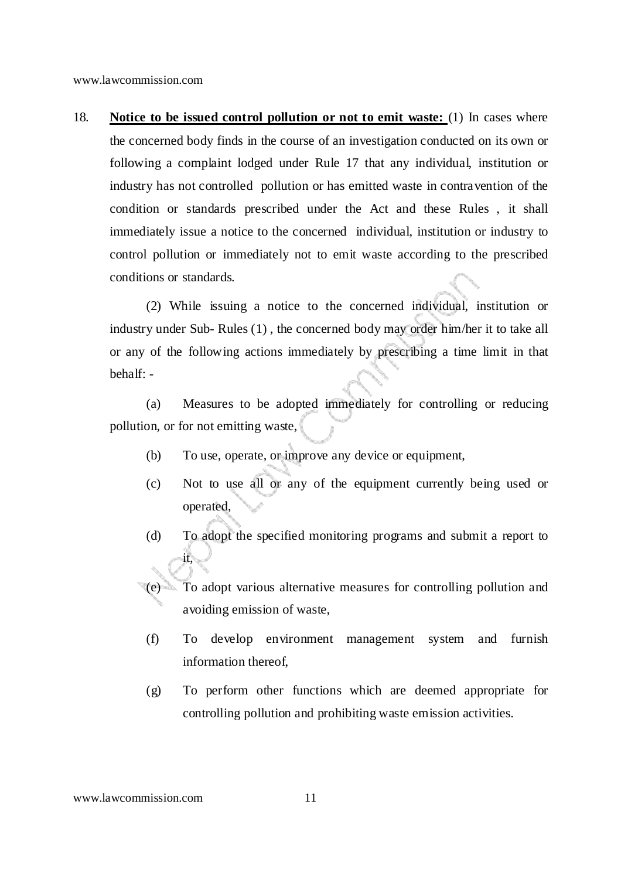18. **Notice to be issued control pollution or not to emit waste:** (1) In cases where the concerned body finds in the course of an investigation conducted on its own or following a complaint lodged under Rule 17 that any individual, institution or industry has not controlled pollution or has emitted waste in contravention of the condition or standards prescribed under the Act and these Rules , it shall immediately issue a notice to the concerned individual, institution or industry to control pollution or immediately not to emit waste according to the prescribed conditions or standards.

(2) While issuing a notice to the concerned individual, institution or industry under Sub- Rules (1) , the concerned body may order him/her it to take all or any of the following actions immediately by prescribing a time limit in that behalf: -

(a) Measures to be adopted immediately for controlling or reducing pollution, or for not emitting waste,

(b) To use, operate, or improve any device or equipment,

(c) Not to use all or any of the equipment currently being used or operated,

(d) To adopt the specified monitoring programs and submit a report to it,

(e) To adopt various alternative measures for controlling pollution and avoiding emission of waste,

(f) To develop environment management system and furnish information thereof,

(g) To perform other functions which are deemed appropriate for controlling pollution and prohibiting waste emission activities.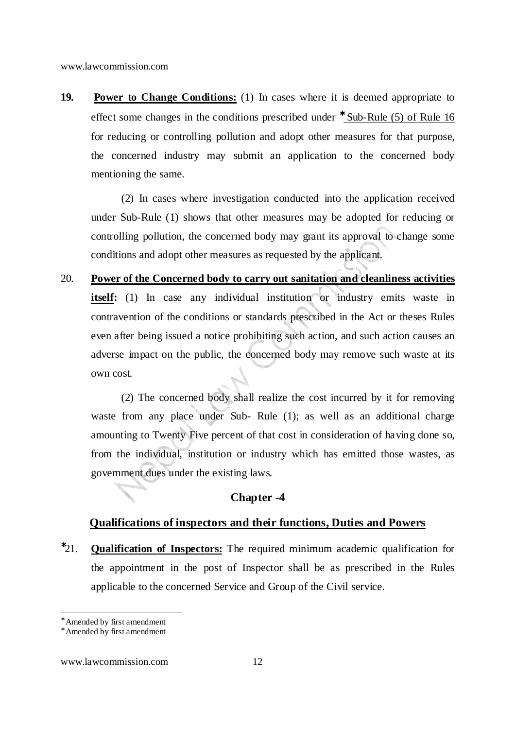**19. Power to Change Conditions:** (1) In cases where it is deemed appropriate to effect some changes in the conditions prescribed under * Sub-Rule (5) of Rule 16 for reducing or controlling pollution and adopt other measures for that purpose, the concerned industry may submit an application to the concerned body mentioning the same.

(2) In cases where investigation conducted into the application received under Sub-Rule (1) shows that other measures may be adopted for reducing or controlling pollution, the concerned body may grant its approval to change some conditions and adopt other measures as requested by the applicant.

20. **Power of the Concerned body to carry out sanitation and cleanliness activities itself:** (1) In case any individual institution or industry emits waste in contravention of the conditions or standards prescribed in the Act or theses Rules even after being issued a notice prohibiting such action, and such action causes an adverse impact on the public, the concerned body may remove such waste at its own cost.

(2) The concerned body shall realize the cost incurred by it for removing waste from any place under Sub- Rule (1); as well as an additional charge amounting to Twenty Five percent of that cost in consideration of having done so, from the individual, institution or industry which has emitted those wastes, as government dues under the existing laws.

## Chapter -4

## Qualifications of inspectors and their functions, Duties and Powers

*21. **Qualification of Inspectors:** The required minimum academic qualification for the appointment in the post of Inspector shall be as prescribed in the Rules applicable to the concerned Service and Group of the Civil service.

---

* Amended by first amendment

* Amended by first amendment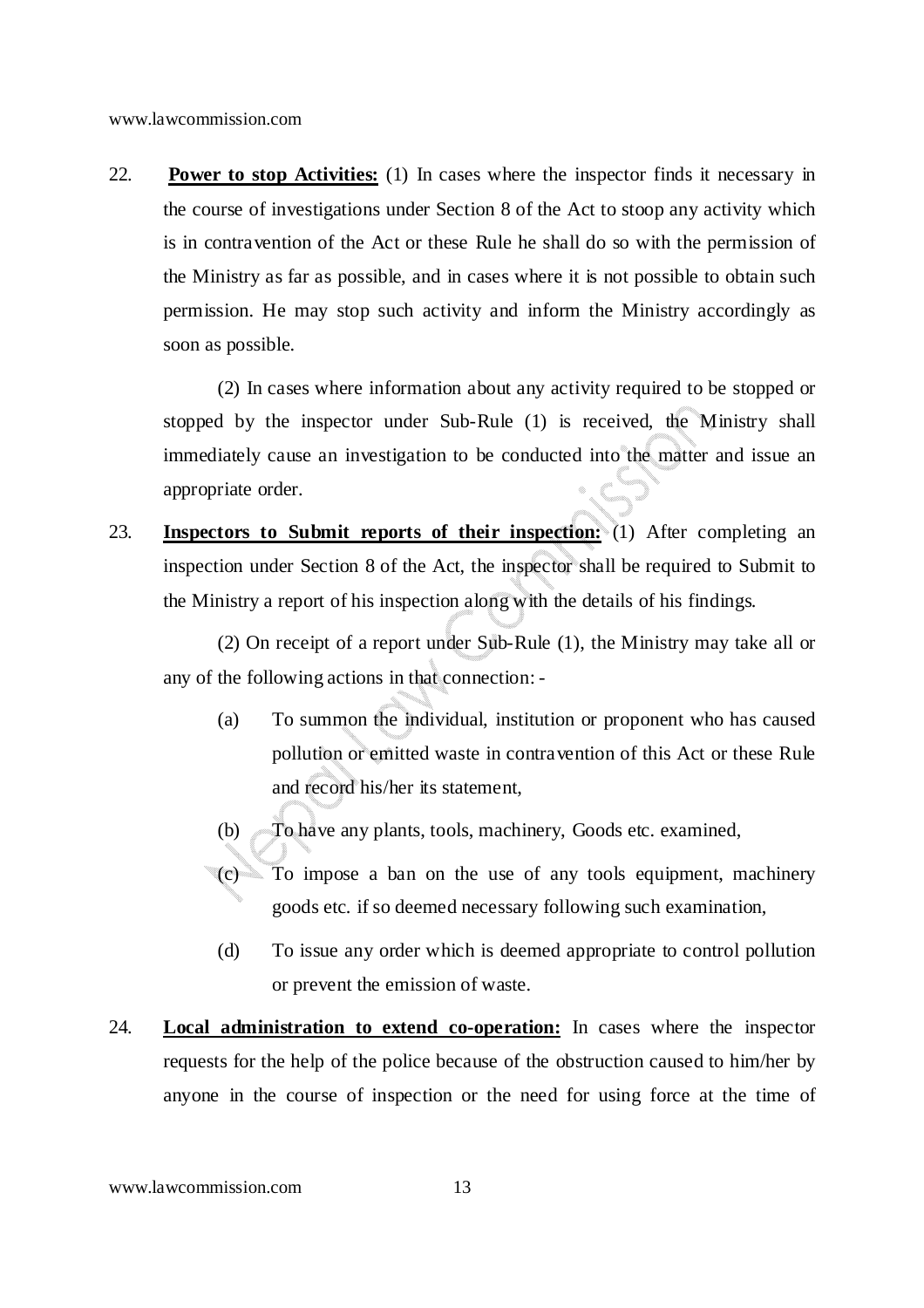22. **Power to stop Activities:** (1) In cases where the inspector finds it necessary in the course of investigations under Section 8 of the Act to stoop any activity which is in contravention of the Act or these Rule he shall do so with the permission of the Ministry as far as possible, and in cases where it is not possible to obtain such permission. He may stop such activity and inform the Ministry accordingly as soon as possible.

    (2) In cases where information about any activity required to be stopped or stopped by the inspector under Sub-Rule (1) is received, the Ministry shall immediately cause an investigation to be conducted into the matter and issue an appropriate order.

23. **Inspectors to Submit reports of their inspection:** (1) After completing an inspection under Section 8 of the Act, the inspector shall be required to Submit to the Ministry a report of his inspection along with the details of his findings.

    (2) On receipt of a report under Sub-Rule (1), the Ministry may take all or any of the following actions in that connection: -

    (a) To summon the individual, institution or proponent who has caused pollution or emitted waste in contravention of this Act or these Rule and record his/her its statement,

    (b) To have any plants, tools, machinery, Goods etc. examined,

    (c) To impose a ban on the use of any tools equipment, machinery goods etc. if so deemed necessary following such examination,

    (d) To issue any order which is deemed appropriate to control pollution or prevent the emission of waste.

24. **Local administration to extend co-operation:** In cases where the inspector requests for the help of the police because of the obstruction caused to him/her by anyone in the course of inspection or the need for using force at the time of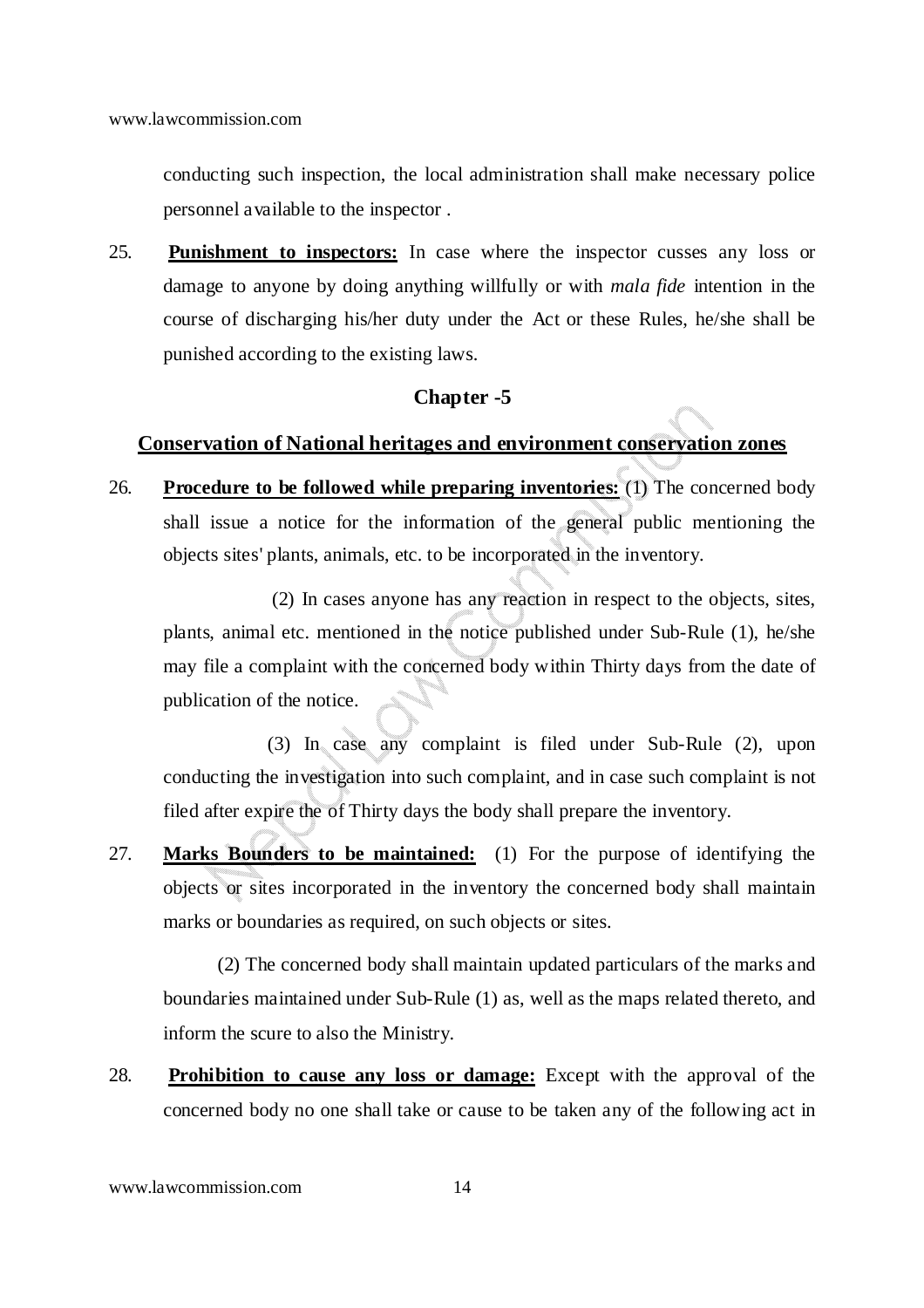conducting such inspection, the local administration shall make necessary police personnel available to the inspector .

25. **Punishment to inspectors:** In case where the inspector cusses any loss or damage to anyone by doing anything willfully or with *mala fide* intention in the course of discharging his/her duty under the Act or these Rules, he/she shall be punished according to the existing laws.

## Chapter -5

## Conservation of National heritages and environment conservation zones

26. **Procedure to be followed while preparing inventories:** (1) The concerned body shall issue a notice for the information of the general public mentioning the objects sites' plants, animals, etc. to be incorporated in the inventory.

(2) In cases anyone has any reaction in respect to the objects, sites, plants, animal etc. mentioned in the notice published under Sub-Rule (1), he/she may file a complaint with the concerned body within Thirty days from the date of publication of the notice.

(3) In case any complaint is filed under Sub-Rule (2), upon conducting the investigation into such complaint, and in case such complaint is not filed after expire the of Thirty days the body shall prepare the inventory.

27. **Marks Bounders to be maintained:** (1) For the purpose of identifying the objects or sites incorporated in the inventory the concerned body shall maintain marks or boundaries as required, on such objects or sites.

(2) The concerned body shall maintain updated particulars of the marks and boundaries maintained under Sub-Rule (1) as, well as the maps related thereto, and inform the scure to also the Ministry.

28. **Prohibition to cause any loss or damage:** Except with the approval of the concerned body no one shall take or cause to be taken any of the following act in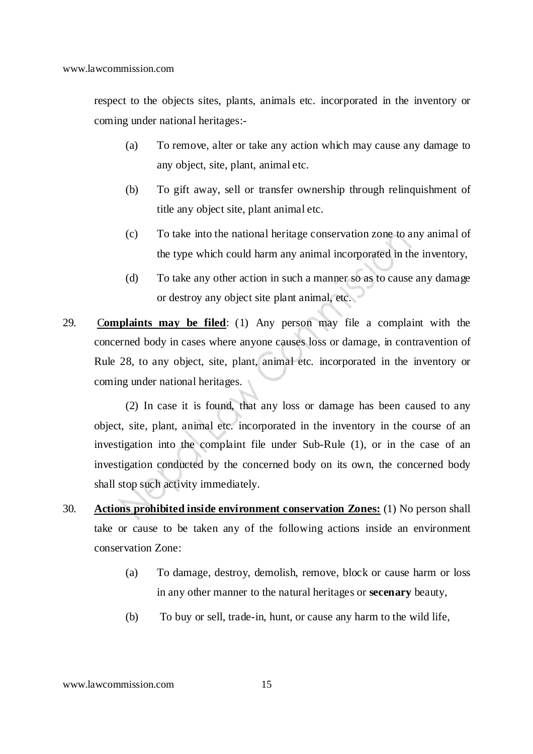respect to the objects sites, plants, animals etc. incorporated in the inventory or coming under national heritages:-

(a) To remove, alter or take any action which may cause any damage to any object, site, plant, animal etc.

(b) To gift away, sell or transfer ownership through relinquishment of title any object site, plant animal etc.

(c) To take into the national heritage conservation zone to any animal of the type which could harm any animal incorporated in the inventory,

(d) To take any other action in such a manner so as to cause any damage or destroy any object site plant animal, etc.

29. **Complaints may be filed**: (1) Any person may file a complaint with the concerned body in cases where anyone causes loss or damage, in contravention of Rule 28, to any object, site, plant, animal etc. incorporated in the inventory or coming under national heritages.

(2) In case it is found, that any loss or damage has been caused to any object, site, plant, animal etc. incorporated in the inventory in the course of an investigation into the complaint file under Sub-Rule (1), or in the case of an investigation conducted by the concerned body on its own, the concerned body shall stop such activity immediately.

30. **Actions prohibited inside environment conservation Zones:** (1) No person shall take or cause to be taken any of the following actions inside an environment conservation Zone:

(a) To damage, destroy, demolish, remove, block or cause harm or loss in any other manner to the natural heritages or **secenary** beauty,

(b) To buy or sell, trade-in, hunt, or cause any harm to the wild life,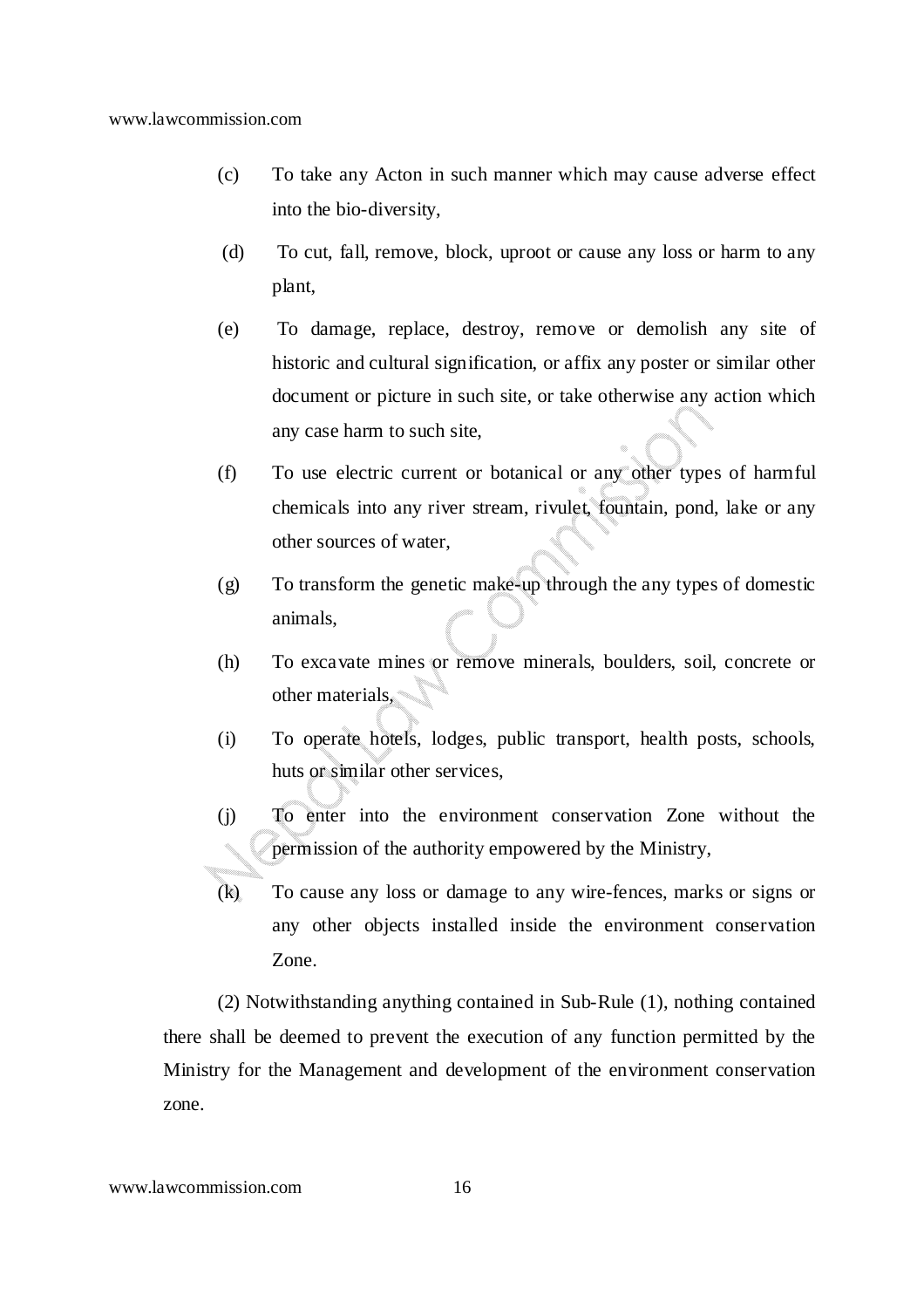(c) To take any Acton in such manner which may cause adverse effect into the bio-diversity,

(d) To cut, fall, remove, block, uproot or cause any loss or harm to any plant,

(e) To damage, replace, destroy, remove or demolish any site of historic and cultural signification, or affix any poster or similar other document or picture in such site, or take otherwise any action which any case harm to such site,

(f) To use electric current or botanical or any other types of harmful chemicals into any river stream, rivulet, fountain, pond, lake or any other sources of water,

(g) To transform the genetic make-up through the any types of domestic animals,

(h) To excavate mines or remove minerals, boulders, soil, concrete or other materials,

(i) To operate hotels, lodges, public transport, health posts, schools, huts or similar other services,

(j) To enter into the environment conservation Zone without the permission of the authority empowered by the Ministry,

(k) To cause any loss or damage to any wire-fences, marks or signs or any other objects installed inside the environment conservation Zone.

(2) Notwithstanding anything contained in Sub-Rule (1), nothing contained there shall be deemed to prevent the execution of any function permitted by the Ministry for the Management and development of the environment conservation zone.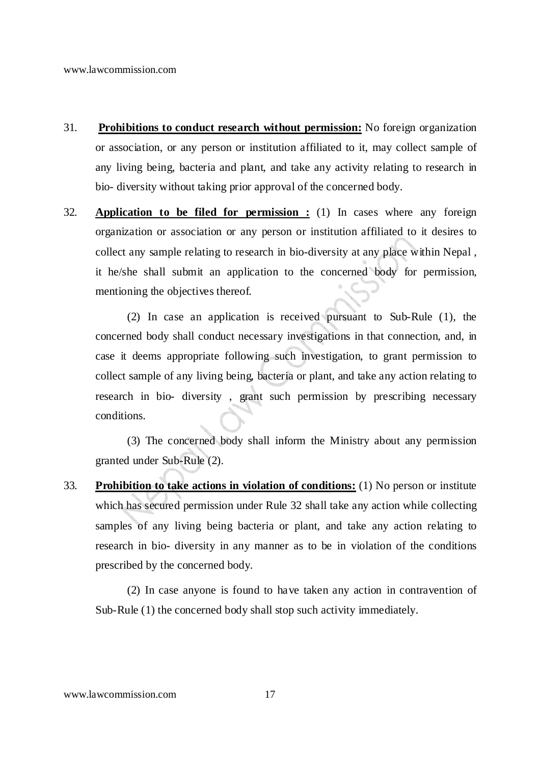31. **Prohibitions to conduct research without permission:** No foreign organization or association, or any person or institution affiliated to it, may collect sample of any living being, bacteria and plant, and take any activity relating to research in bio- diversity without taking prior approval of the concerned body.

32. **Application to be filed for permission :** (1) In cases where any foreign organization or association or any person or institution affiliated to it desires to collect any sample relating to research in bio-diversity at any place within Nepal , it he/she shall submit an application to the concerned body for permission, mentioning the objectives thereof.

    (2) In case an application is received pursuant to Sub-Rule (1), the concerned body shall conduct necessary investigations in that connection, and, in case it deems appropriate following such investigation, to grant permission to collect sample of any living being, bacteria or plant, and take any action relating to research in bio- diversity , grant such permission by prescribing necessary conditions.

    (3) The concerned body shall inform the Ministry about any permission granted under Sub-Rule (2).

33. **Prohibition to take actions in violation of conditions:** (1) No person or institute which has secured permission under Rule 32 shall take any action while collecting samples of any living being bacteria or plant, and take any action relating to research in bio- diversity in any manner as to be in violation of the conditions prescribed by the concerned body.

    (2) In case anyone is found to have taken any action in contravention of Sub-Rule (1) the concerned body shall stop such activity immediately.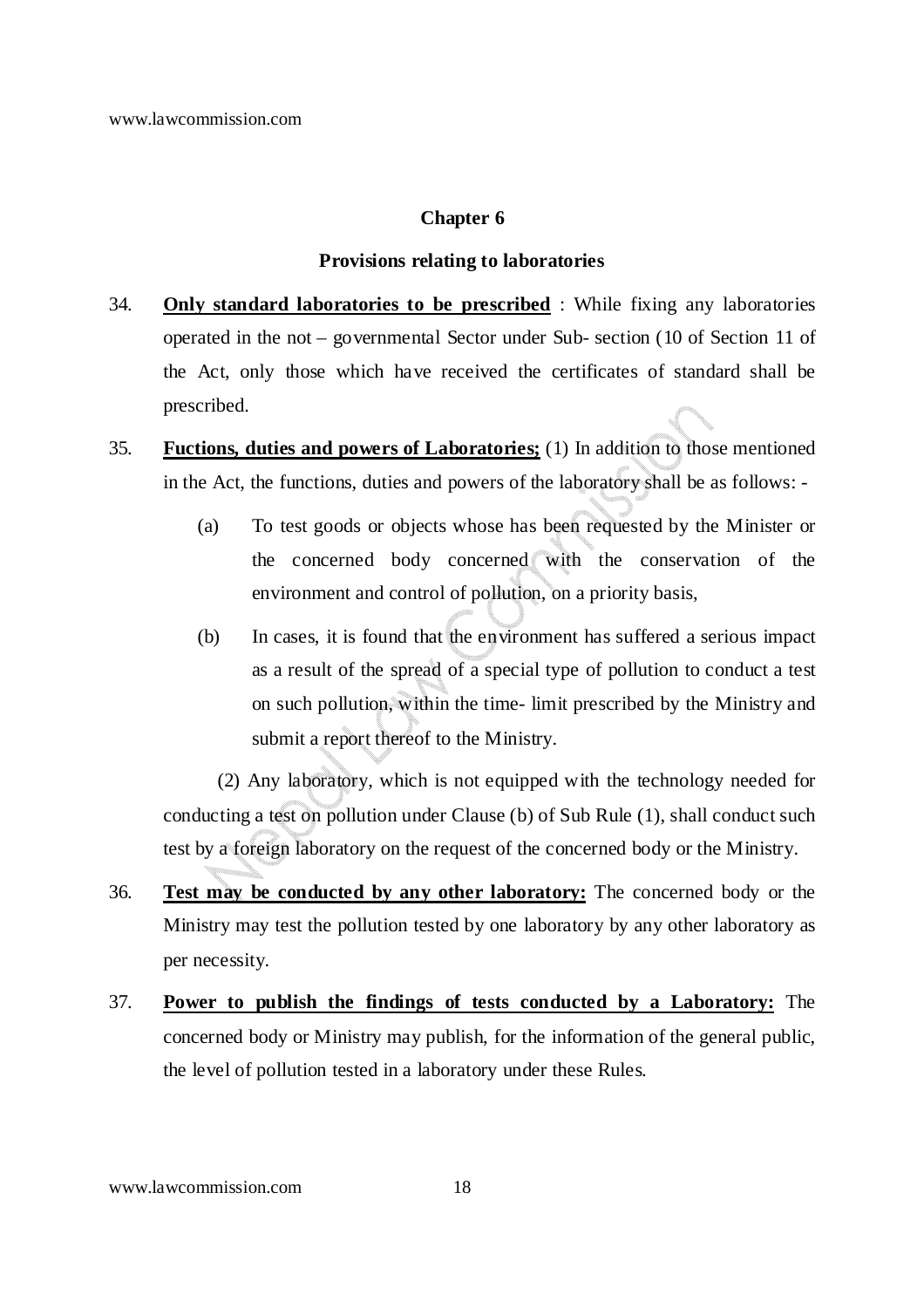## Chapter 6

### Provisions relating to laboratories

34. **Only standard laboratories to be prescribed** : While fixing any laboratories operated in the not – governmental Sector under Sub- section (10 of Section 11 of the Act, only those which have received the certificates of standard shall be prescribed.

35. **Fuctions, duties and powers of Laboratories;** (1) In addition to those mentioned in the Act, the functions, duties and powers of the laboratory shall be as follows: -

    (a) To test goods or objects whose has been requested by the Minister or the concerned body concerned with the conservation of the environment and control of pollution, on a priority basis,

    (b) In cases, it is found that the environment has suffered a serious impact as a result of the spread of a special type of pollution to conduct a test on such pollution, within the time- limit prescribed by the Ministry and submit a report thereof to the Ministry.

    (2) Any laboratory, which is not equipped with the technology needed for conducting a test on pollution under Clause (b) of Sub Rule (1), shall conduct such test by a foreign laboratory on the request of the concerned body or the Ministry.

36. **Test may be conducted by any other laboratory:** The concerned body or the Ministry may test the pollution tested by one laboratory by any other laboratory as per necessity.

37. **Power to publish the findings of tests conducted by a Laboratory:** The concerned body or Ministry may publish, for the information of the general public, the level of pollution tested in a laboratory under these Rules.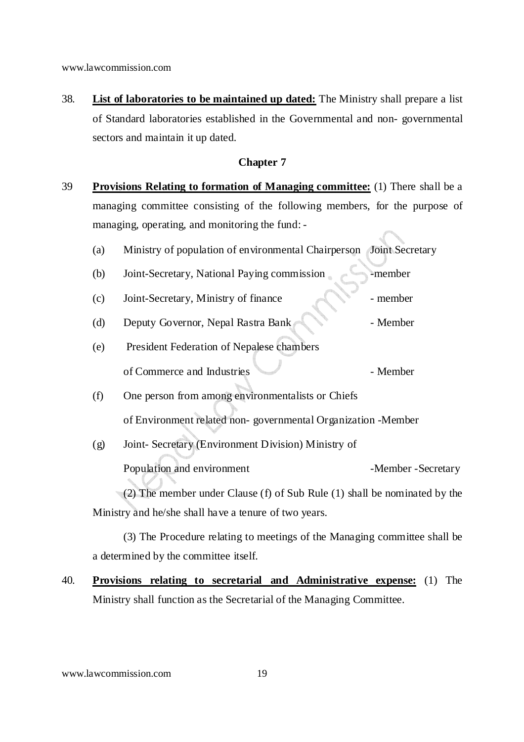38. **<u>List of laboratories to be maintained up dated:</u>** The Ministry shall prepare a list of Standard laboratories established in the Governmental and non- governmental sectors and maintain it up dated.

## Chapter 7

39 **<u>Provisions Relating to formation of Managing committee:</u>** (1) There shall be a managing committee consisting of the following members, for the purpose of managing, operating, and monitoring the fund: -

(a) Ministry of population of environmental Chairperson Joint Secretary

(b) Joint-Secretary, National Paying commission -member

(c) Joint-Secretary, Ministry of finance - member

(d) Deputy Governor, Nepal Rastra Bank - Member

(e) President Federation of Nepalese chambers of Commerce and Industries - Member

(f) One person from among environmentalists or Chiefs of Environment related non- governmental Organization -Member

(g) Joint- Secretary (Environment Division) Ministry of Population and environment -Member -Secretary

(2) The member under Clause (f) of Sub Rule (1) shall be nominated by the Ministry and he/she shall have a tenure of two years.

(3) The Procedure relating to meetings of the Managing committee shall be a determined by the committee itself.

40. **<u>Provisions relating to secretarial and Administrative expense:</u>** (1) The Ministry shall function as the Secretarial of the Managing Committee.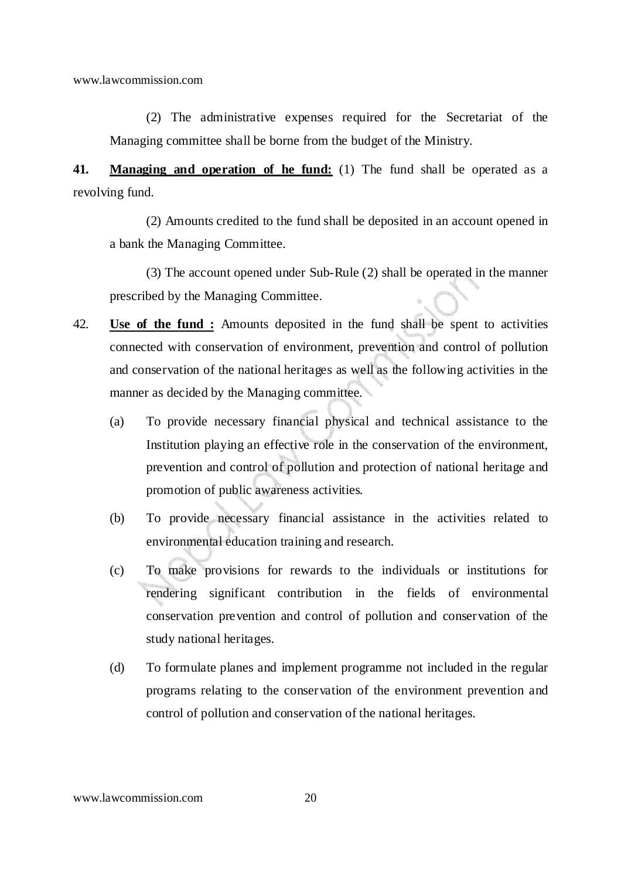(2) The administrative expenses required for the Secretariat of the Managing committee shall be borne from the budget of the Ministry.

**41.** **Managing and operation of he fund:** (1) The fund shall be operated as a revolving fund.

(2) Amounts credited to the fund shall be deposited in an account opened in a bank the Managing Committee.

(3) The account opened under Sub-Rule (2) shall be operated in the manner prescribed by the Managing Committee.

42. **Use of the fund :** Amounts deposited in the fund shall be spent to activities connected with conservation of environment, prevention and control of pollution and conservation of the national heritages as well as the following activities in the manner as decided by the Managing committee.

(a) To provide necessary financial physical and technical assistance to the Institution playing an effective role in the conservation of the environment, prevention and control of pollution and protection of national heritage and promotion of public awareness activities.

(b) To provide necessary financial assistance in the activities related to environmental education training and research.

(c) To make provisions for rewards to the individuals or institutions for rendering significant contribution in the fields of environmental conservation prevention and control of pollution and conservation of the study national heritages.

(d) To formulate planes and implement programme not included in the regular programs relating to the conservation of the environment prevention and control of pollution and conservation of the national heritages.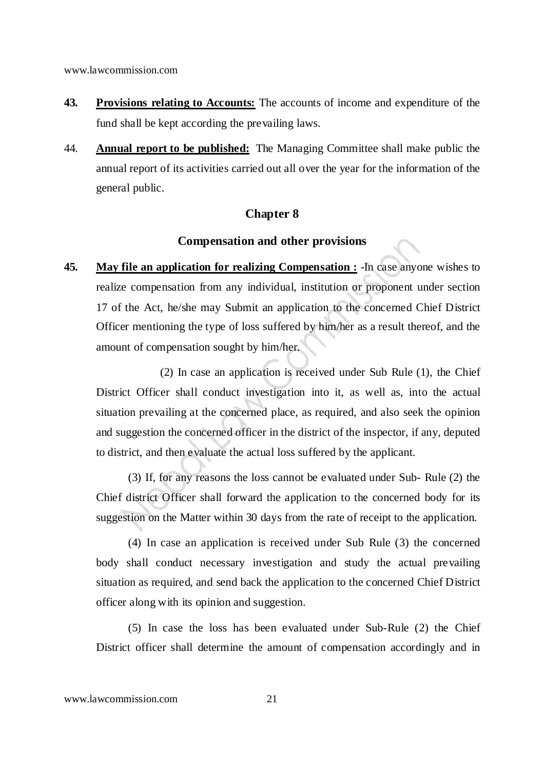**43.** **Provisions relating to Accounts:** The accounts of income and expenditure of the fund shall be kept according the prevailing laws.

44. **Annual report to be published:** The Managing Committee shall make public the annual report of its activities carried out all over the year for the information of the general public.

## Chapter 8

### Compensation and other provisions

**45.** **May file an application for realizing Compensation :** -In case anyone wishes to realize compensation from any individual, institution or proponent under section 17 of the Act, he/she may Submit an application to the concerned Chief District Officer mentioning the type of loss suffered by him/her as a result thereof, and the amount of compensation sought by him/her.

(2) In case an application is received under Sub Rule (1), the Chief District Officer shall conduct investigation into it, as well as, into the actual situation prevailing at the concerned place, as required, and also seek the opinion and suggestion the concerned officer in the district of the inspector, if any, deputed to district, and then evaluate the actual loss suffered by the applicant.

(3) If, for any reasons the loss cannot be evaluated under Sub- Rule (2) the Chief district Officer shall forward the application to the concerned body for its suggestion on the Matter within 30 days from the rate of receipt to the application.

(4) In case an application is received under Sub Rule (3) the concerned body shall conduct necessary investigation and study the actual prevailing situation as required, and send back the application to the concerned Chief District officer along with its opinion and suggestion.

(5) In case the loss has been evaluated under Sub-Rule (2) the Chief District officer shall determine the amount of compensation accordingly and in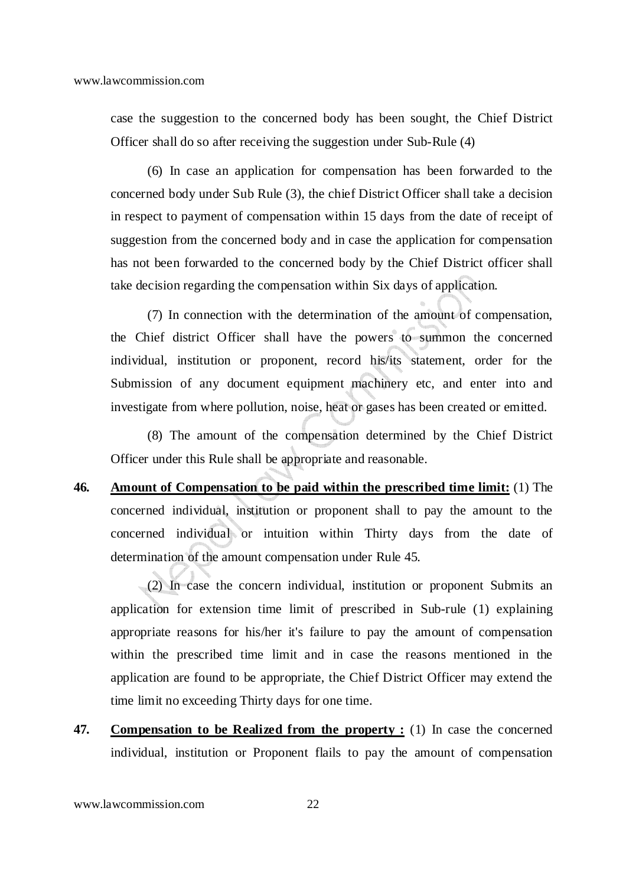case the suggestion to the concerned body has been sought, the Chief District Officer shall do so after receiving the suggestion under Sub-Rule (4)

(6) In case an application for compensation has been forwarded to the concerned body under Sub Rule (3), the chief District Officer shall take a decision in respect to payment of compensation within 15 days from the date of receipt of suggestion from the concerned body and in case the application for compensation has not been forwarded to the concerned body by the Chief District officer shall take decision regarding the compensation within Six days of application.

(7) In connection with the determination of the amount of compensation, the Chief district Officer shall have the powers to summon the concerned individual, institution or proponent, record his/its statement, order for the Submission of any document equipment machinery etc, and enter into and investigate from where pollution, noise, heat or gases has been created or emitted.

(8) The amount of the compensation determined by the Chief District Officer under this Rule shall be appropriate and reasonable.

**46. Amount of Compensation to be paid within the prescribed time limit:** (1) The concerned individual, institution or proponent shall to pay the amount to the concerned individual or intuition within Thirty days from the date of determination of the amount compensation under Rule 45.

(2) In case the concern individual, institution or proponent Submits an application for extension time limit of prescribed in Sub-rule (1) explaining appropriate reasons for his/her it's failure to pay the amount of compensation within the prescribed time limit and in case the reasons mentioned in the application are found to be appropriate, the Chief District Officer may extend the time limit no exceeding Thirty days for one time.

**47. Compensation to be Realized from the property :** (1) In case the concerned individual, institution or Proponent flails to pay the amount of compensation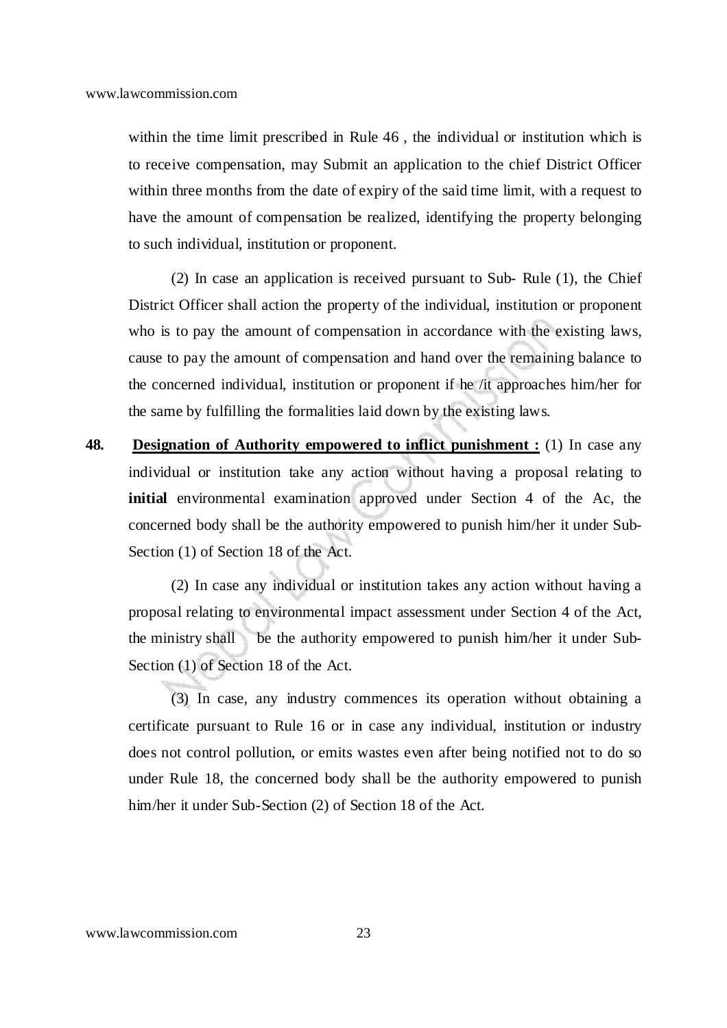within the time limit prescribed in Rule 46 , the individual or institution which is to receive compensation, may Submit an application to the chief District Officer within three months from the date of expiry of the said time limit, with a request to have the amount of compensation be realized, identifying the property belonging to such individual, institution or proponent.

(2) In case an application is received pursuant to Sub- Rule (1), the Chief District Officer shall action the property of the individual, institution or proponent who is to pay the amount of compensation in accordance with the existing laws, cause to pay the amount of compensation and hand over the remaining balance to the concerned individual, institution or proponent if he /it approaches him/her for the same by fulfilling the formalities laid down by the existing laws.

**48.** **<u>Designation of Authority empowered to inflict punishment :</u>** (1) In case any individual or institution take any action without having a proposal relating to **initial** environmental examination approved under Section 4 of the Ac, the concerned body shall be the authority empowered to punish him/her it under Sub-Section (1) of Section 18 of the Act.

(2) In case any individual or institution takes any action without having a proposal relating to environmental impact assessment under Section 4 of the Act, the ministry shall be the authority empowered to punish him/her it under Sub-Section (1) of Section 18 of the Act.

(3) In case, any industry commences its operation without obtaining a certificate pursuant to Rule 16 or in case any individual, institution or industry does not control pollution, or emits wastes even after being notified not to do so under Rule 18, the concerned body shall be the authority empowered to punish him/her it under Sub-Section (2) of Section 18 of the Act.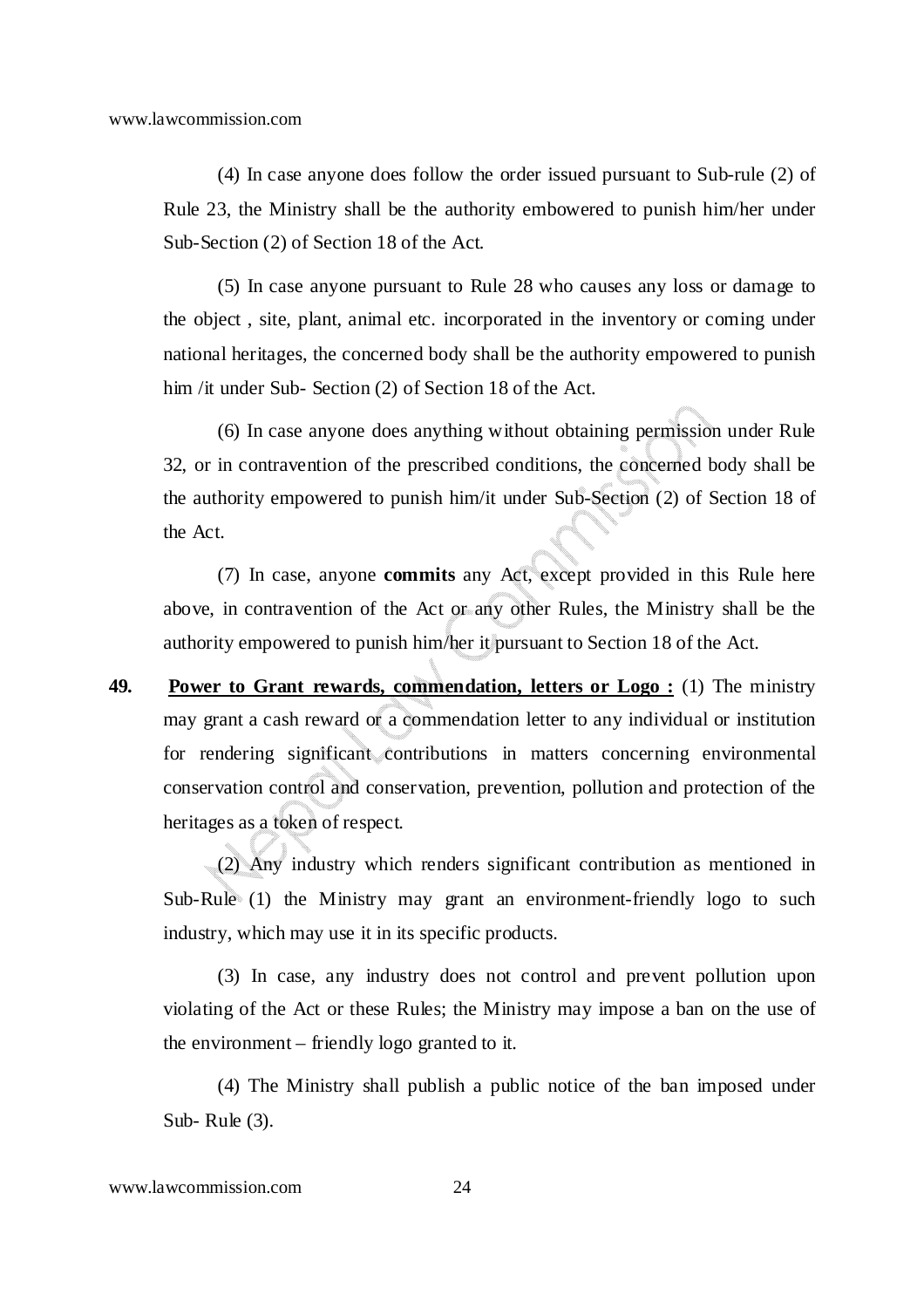(4) In case anyone does follow the order issued pursuant to Sub-rule (2) of Rule 23, the Ministry shall be the authority embowered to punish him/her under Sub-Section (2) of Section 18 of the Act.

(5) In case anyone pursuant to Rule 28 who causes any loss or damage to the object , site, plant, animal etc. incorporated in the inventory or coming under national heritages, the concerned body shall be the authority empowered to punish him /it under Sub- Section (2) of Section 18 of the Act.

(6) In case anyone does anything without obtaining permission under Rule 32, or in contravention of the prescribed conditions, the concerned body shall be the authority empowered to punish him/it under Sub-Section (2) of Section 18 of the Act.

(7) In case, anyone **commits** any Act, except provided in this Rule here above, in contravention of the Act or any other Rules, the Ministry shall be the authority empowered to punish him/her it pursuant to Section 18 of the Act.

**49.** **Power to Grant rewards, commendation, letters or Logo :** (1) The ministry may grant a cash reward or a commendation letter to any individual or institution for rendering significant contributions in matters concerning environmental conservation control and conservation, prevention, pollution and protection of the heritages as a token of respect.

(2) Any industry which renders significant contribution as mentioned in Sub-Rule (1) the Ministry may grant an environment-friendly logo to such industry, which may use it in its specific products.

(3) In case, any industry does not control and prevent pollution upon violating of the Act or these Rules; the Ministry may impose a ban on the use of the environment – friendly logo granted to it.

(4) The Ministry shall publish a public notice of the ban imposed under Sub- Rule (3).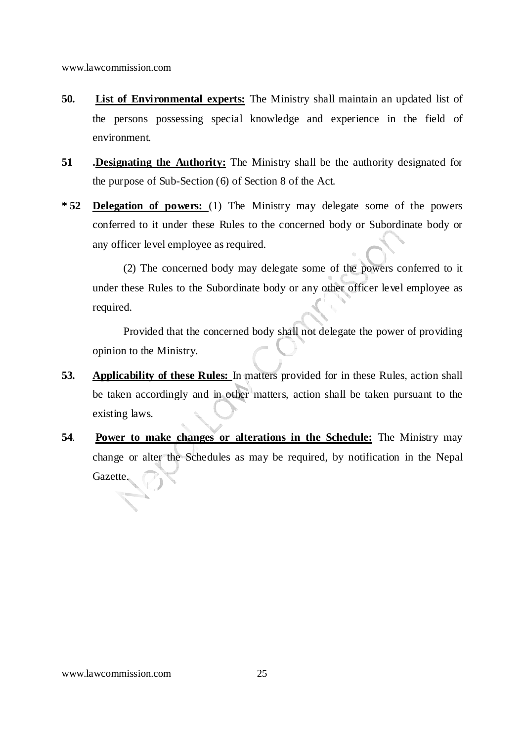**50.** **List of Environmental experts:** The Ministry shall maintain an updated list of the persons possessing special knowledge and experience in the field of environment.

**51** **.Designating the Authority:** The Ministry shall be the authority designated for the purpose of Sub-Section (6) of Section 8 of the Act.

**\* 52** **Delegation of powers:** (1) The Ministry may delegate some of the powers conferred to it under these Rules to the concerned body or Subordinate body or any officer level employee as required.

(2) The concerned body may delegate some of the powers conferred to it under these Rules to the Subordinate body or any other officer level employee as required.

Provided that the concerned body shall not delegate the power of providing opinion to the Ministry.

**53.** **Applicability of these Rules:** In matters provided for in these Rules, action shall be taken accordingly and in other matters, action shall be taken pursuant to the existing laws.

**54**. **Power to make changes or alterations in the Schedule:** The Ministry may change or alter the Schedules as may be required, by notification in the Nepal Gazette.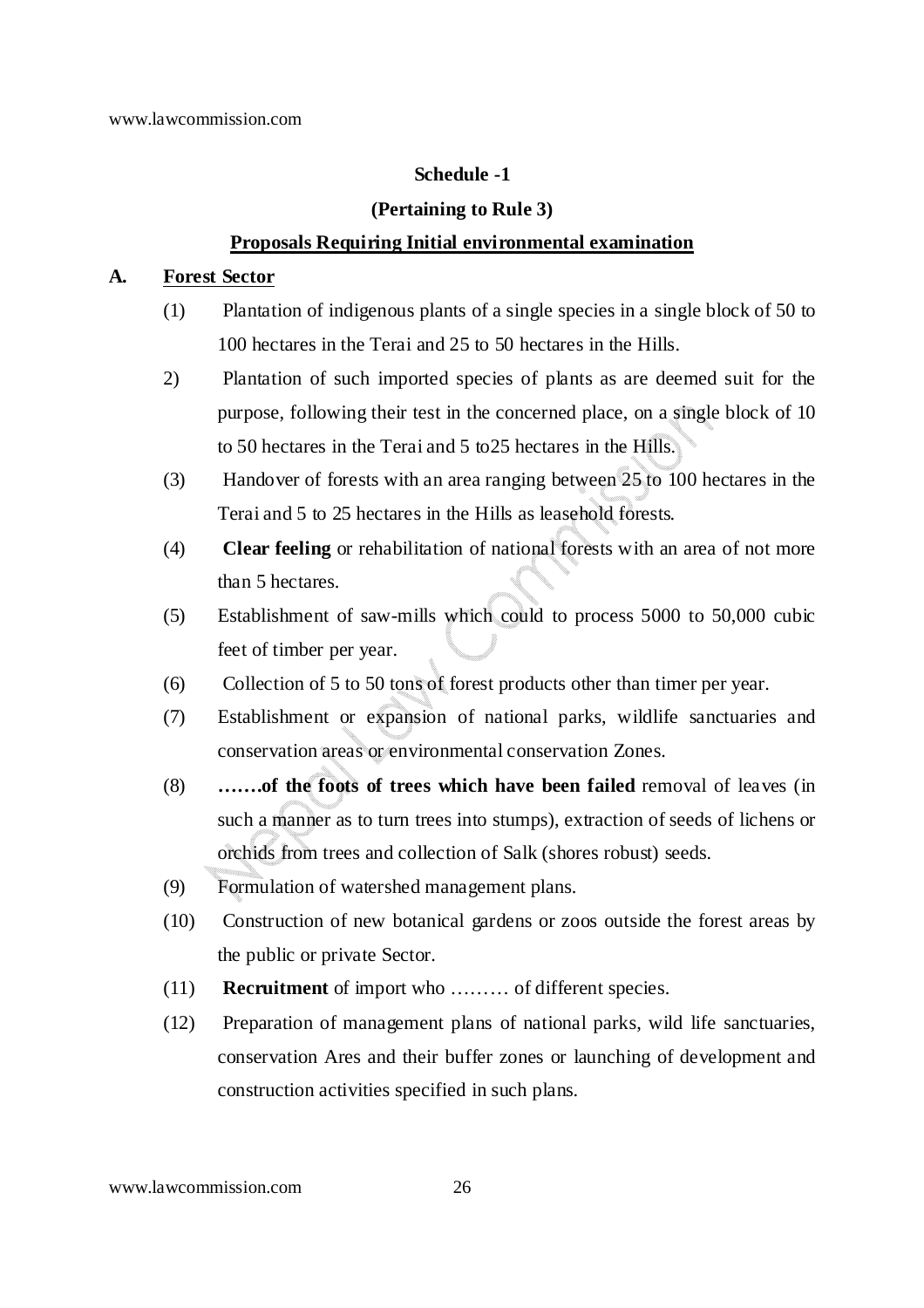**Schedule -1**

**(Pertaining to Rule 3)**

**Proposals Requiring Initial environmental examination**

**A. Forest Sector**

(1) Plantation of indigenous plants of a single species in a single block of 50 to 100 hectares in the Terai and 25 to 50 hectares in the Hills.

2) Plantation of such imported species of plants as are deemed suit for the purpose, following their test in the concerned place, on a single block of 10 to 50 hectares in the Terai and 5 to25 hectares in the Hills.

(3) Handover of forests with an area ranging between 25 to 100 hectares in the Terai and 5 to 25 hectares in the Hills as leasehold forests.

(4) **Clear feeling** or rehabilitation of national forests with an area of not more than 5 hectares.

(5) Establishment of saw-mills which could to process 5000 to 50,000 cubic feet of timber per year.

(6) Collection of 5 to 50 tons of forest products other than timer per year.

(7) Establishment or expansion of national parks, wildlife sanctuaries and conservation areas or environmental conservation Zones.

(8) **…….of the foots of trees which have been failed** removal of leaves (in such a manner as to turn trees into stumps), extraction of seeds of lichens or orchids from trees and collection of Salk (shores robust) seeds.

(9) Formulation of watershed management plans.

(10) Construction of new botanical gardens or zoos outside the forest areas by the public or private Sector.

(11) **Recruitment** of import who ……… of different species.

(12) Preparation of management plans of national parks, wild life sanctuaries, conservation Ares and their buffer zones or launching of development and construction activities specified in such plans.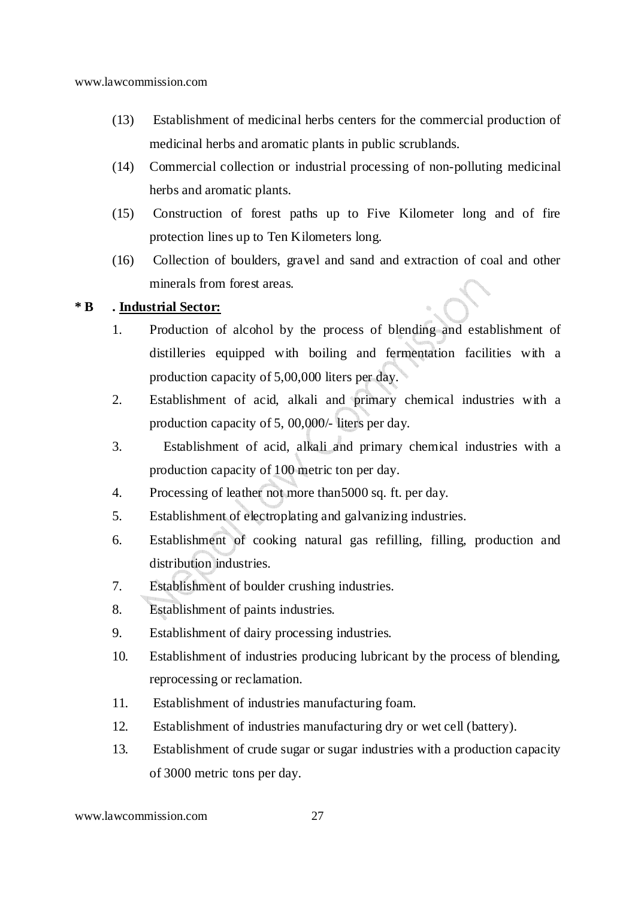(13) Establishment of medicinal herbs centers for the commercial production of medicinal herbs and aromatic plants in public scrublands.

(14) Commercial collection or industrial processing of non-polluting medicinal herbs and aromatic plants.

(15) Construction of forest paths up to Five Kilometer long and of fire protection lines up to Ten Kilometers long.

(16) Collection of boulders, gravel and sand and extraction of coal and other minerals from forest areas.

**\* B . <u>Industrial Sector:</u>**

1. Production of alcohol by the process of blending and establishment of distilleries equipped with boiling and fermentation facilities with a production capacity of 5,00,000 liters per day.
2. Establishment of acid, alkali and primary chemical industries with a production capacity of 5, 00,000/- liters per day.
3. Establishment of acid, alkali and primary chemical industries with a production capacity of 100 metric ton per day.
4. Processing of leather not more than5000 sq. ft. per day.
5. Establishment of electroplating and galvanizing industries.
6. Establishment of cooking natural gas refilling, filling, production and distribution industries.
7. Establishment of boulder crushing industries.
8. Establishment of paints industries.
9. Establishment of dairy processing industries.
10. Establishment of industries producing lubricant by the process of blending, reprocessing or reclamation.
11. Establishment of industries manufacturing foam.
12. Establishment of industries manufacturing dry or wet cell (battery).
13. Establishment of crude sugar or sugar industries with a production capacity of 3000 metric tons per day.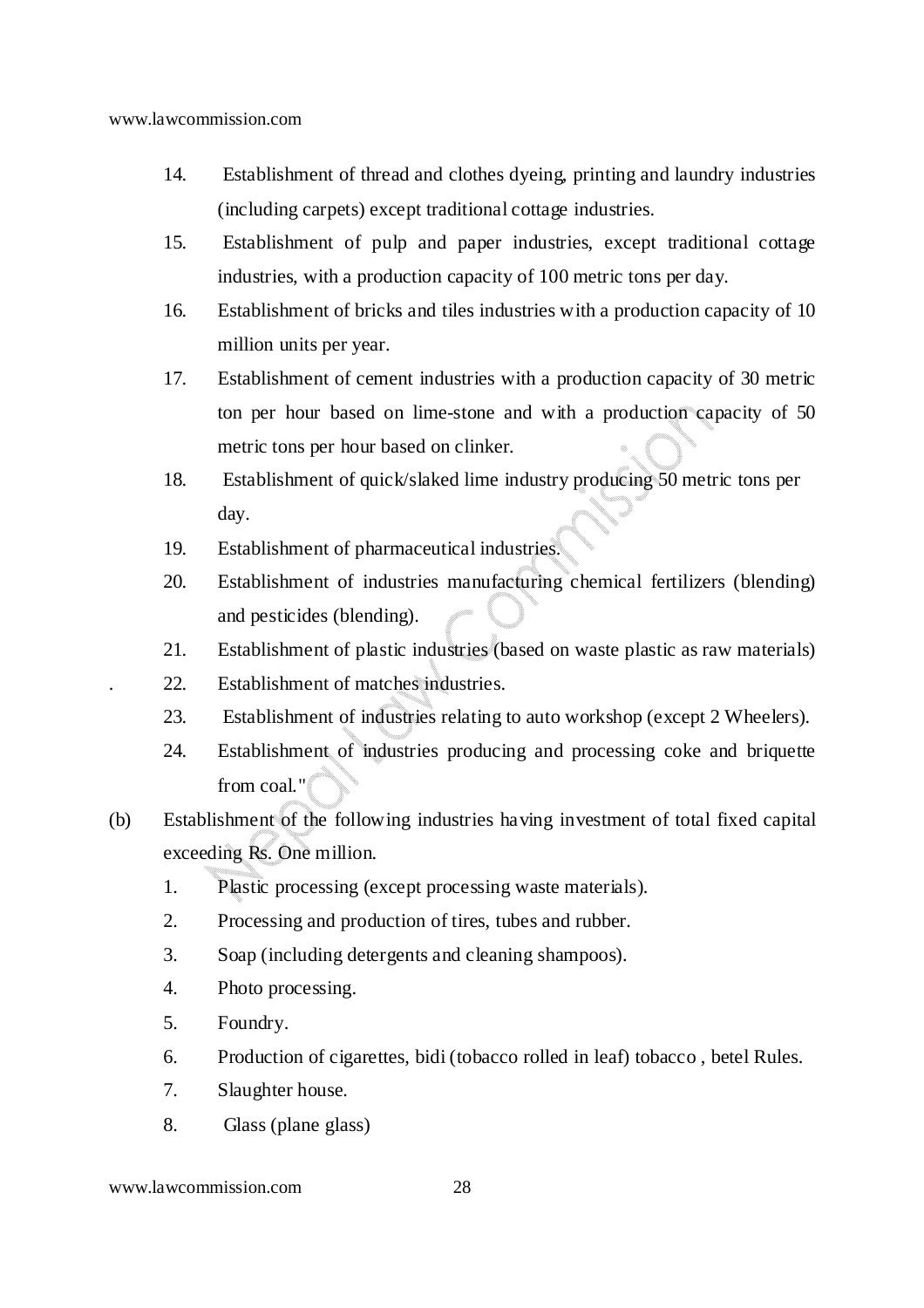14. Establishment of thread and clothes dyeing, printing and laundry industries (including carpets) except traditional cottage industries.
15. Establishment of pulp and paper industries, except traditional cottage industries, with a production capacity of 100 metric tons per day.
16. Establishment of bricks and tiles industries with a production capacity of 10 million units per year.
17. Establishment of cement industries with a production capacity of 30 metric ton per hour based on lime-stone and with a production capacity of 50 metric tons per hour based on clinker.
18. Establishment of quick/slaked lime industry producing 50 metric tons per day.
19. Establishment of pharmaceutical industries.
20. Establishment of industries manufacturing chemical fertilizers (blending) and pesticides (blending).
21. Establishment of plastic industries (based on waste plastic as raw materials)
22. Establishment of matches industries.
23. Establishment of industries relating to auto workshop (except 2 Wheelers).
24. Establishment of industries producing and processing coke and briquette from coal."

(b) Establishment of the following industries having investment of total fixed capital exceeding Rs. One million.

1. Plastic processing (except processing waste materials).
2. Processing and production of tires, tubes and rubber.
3. Soap (including detergents and cleaning shampoos).
4. Photo processing.
5. Foundry.
6. Production of cigarettes, bidi (tobacco rolled in leaf) tobacco , betel Rules.
7. Slaughter house.
8. Glass (plane glass)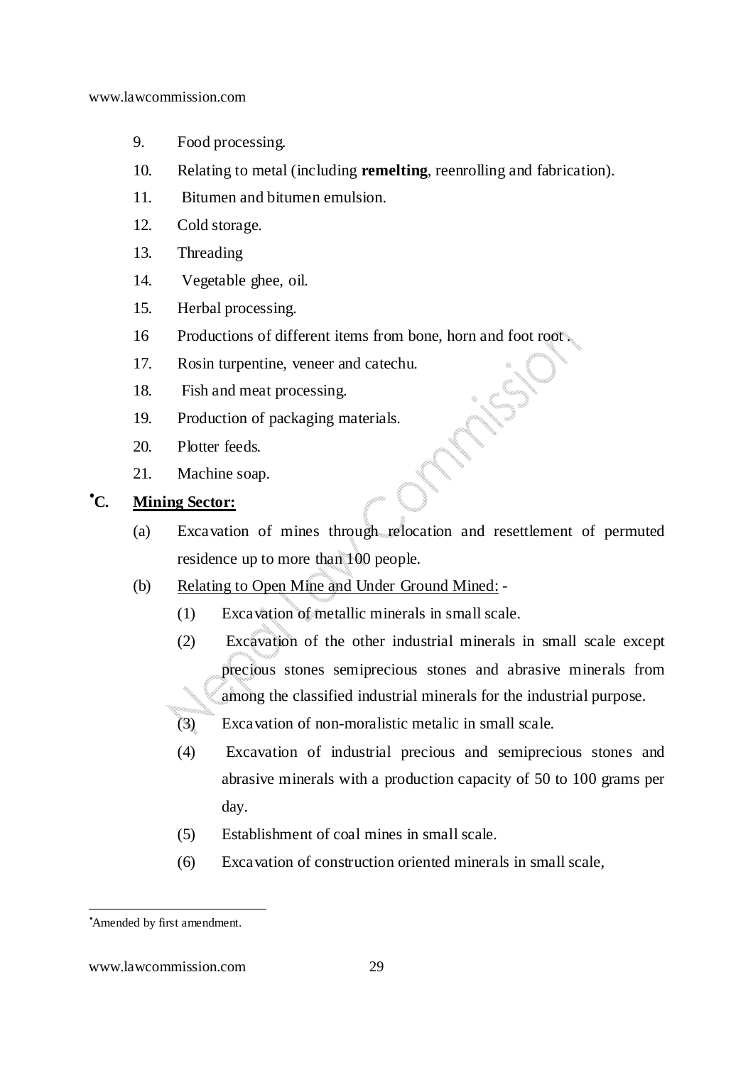9. Food processing.
10. Relating to metal (including **remelting**, reenrolling and fabrication).
11. Bitumen and bitumen emulsion.
12. Cold storage.
13. Threading
14. Vegetable ghee, oil.
15. Herbal processing.
16 Productions of different items from bone, horn and foot root .
17. Rosin turpentine, veneer and catechu.
18. Fish and meat processing.
19. Production of packaging materials.
20. Plotter feeds.
21. Machine soap.

**•C. <u>Mining Sector:</u>**

(a) Excavation of mines through relocation and resettlement of permuted residence up to more than 100 people.

(b) <u>Relating to Open Mine and Under Ground Mined:</u> -

(1) Excavation of metallic minerals in small scale.

(2) Excavation of the other industrial minerals in small scale except precious stones semiprecious stones and abrasive minerals from among the classified industrial minerals for the industrial purpose.

(3) Excavation of non-moralistic metalic in small scale.

(4) Excavation of industrial precious and semiprecious stones and abrasive minerals with a production capacity of 50 to 100 grams per day.

(5) Establishment of coal mines in small scale.

(6) Excavation of construction oriented minerals in small scale,

---

•Amended by first amendment.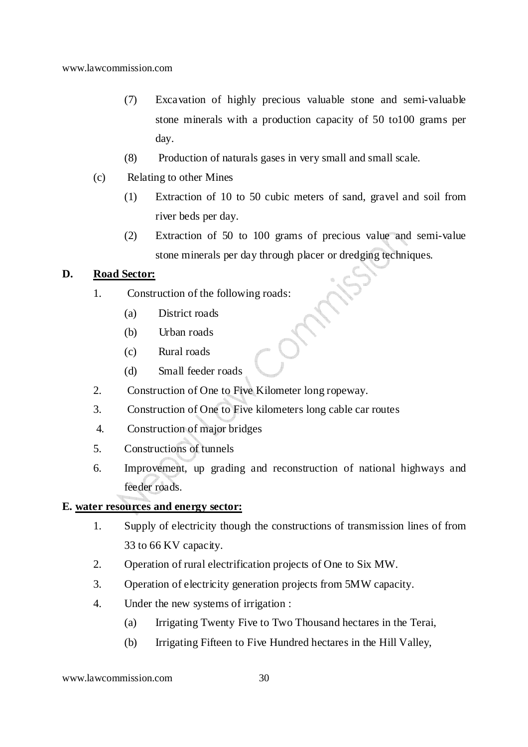(7) Excavation of highly precious valuable stone and semi-valuable stone minerals with a production capacity of 50 to100 grams per day.

(8) Production of naturals gases in very small and small scale.

(c) Relating to other Mines

(1) Extraction of 10 to 50 cubic meters of sand, gravel and soil from river beds per day.

(2) Extraction of 50 to 100 grams of precious value and semi-value stone minerals per day through placer or dredging techniques.

**D. <u>Road Sector:</u>**

1. Construction of the following roads:

   (a) District roads

   (b) Urban roads

   (c) Rural roads

   (d) Small feeder roads

2. Construction of One to Five Kilometer long ropeway.

3. Construction of One to Five kilometers long cable car routes

4. Construction of major bridges

5. Constructions of tunnels

6. Improvement, up grading and reconstruction of national highways and feeder roads.

**E. <u>water resources and energy sector:</u>**

1. Supply of electricity though the constructions of transmission lines of from 33 to 66 KV capacity.

2. Operation of rural electrification projects of One to Six MW.

3. Operation of electricity generation projects from 5MW capacity.

4. Under the new systems of irrigation :

   (a) Irrigating Twenty Five to Two Thousand hectares in the Terai,

   (b) Irrigating Fifteen to Five Hundred hectares in the Hill Valley,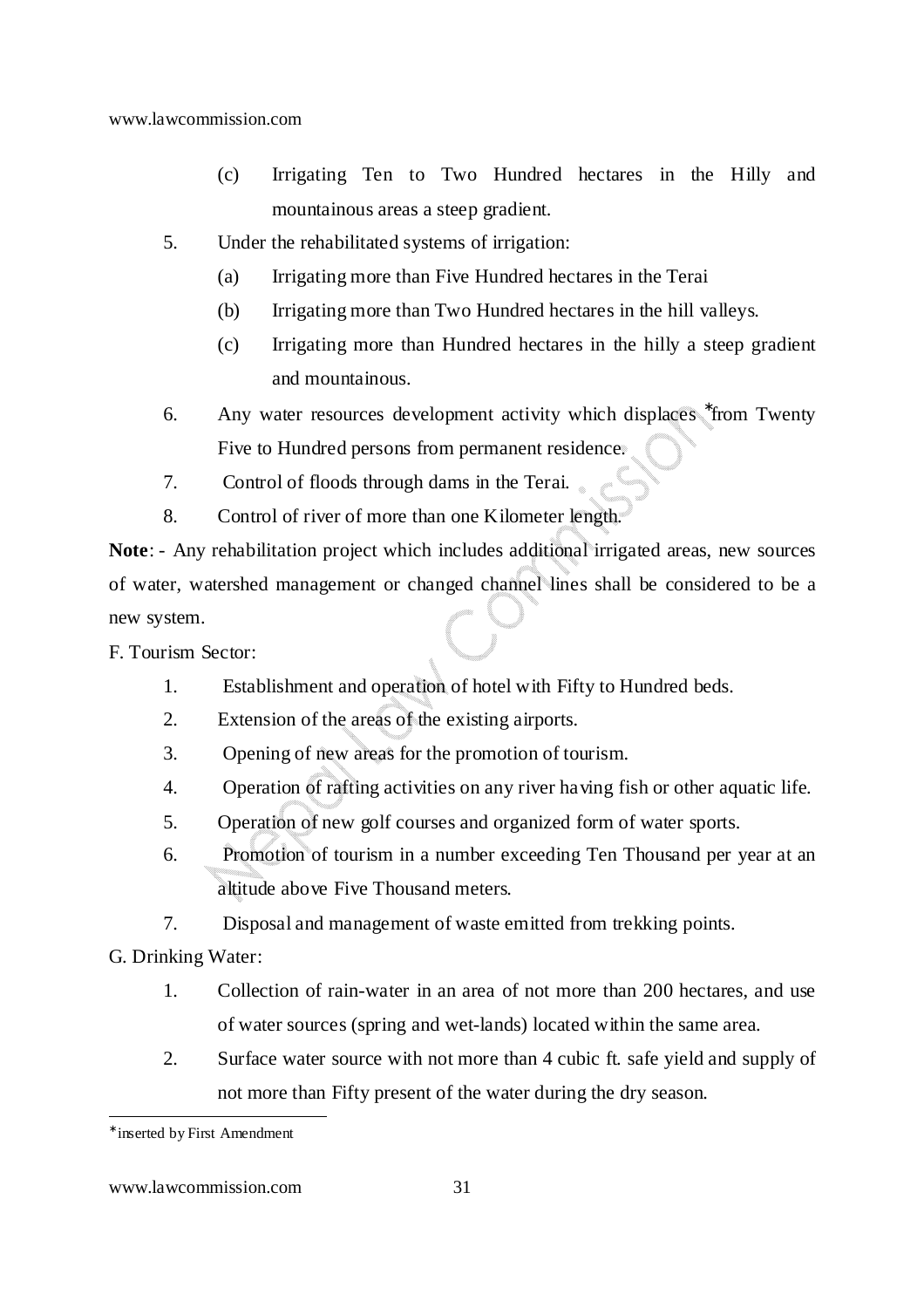(c) Irrigating Ten to Two Hundred hectares in the Hilly and mountainous areas a steep gradient.

5. Under the rehabilitated systems of irrigation:
   (a) Irrigating more than Five Hundred hectares in the Terai
   (b) Irrigating more than Two Hundred hectares in the hill valleys.
   (c) Irrigating more than Hundred hectares in the hilly a steep gradient and mountainous.
6. Any water resources development activity which displaces *from Twenty Five to Hundred persons from permanent residence.
7. Control of floods through dams in the Terai.
8. Control of river of more than one Kilometer length.

**Note**: - Any rehabilitation project which includes additional irrigated areas, new sources of water, watershed management or changed channel lines shall be considered to be a new system.

F. Tourism Sector:

1. Establishment and operation of hotel with Fifty to Hundred beds.
2. Extension of the areas of the existing airports.
3. Opening of new areas for the promotion of tourism.
4. Operation of rafting activities on any river having fish or other aquatic life.
5. Operation of new golf courses and organized form of water sports.
6. Promotion of tourism in a number exceeding Ten Thousand per year at an altitude above Five Thousand meters.
7. Disposal and management of waste emitted from trekking points.

G. Drinking Water:

1. Collection of rain-water in an area of not more than 200 hectares, and use of water sources (spring and wet-lands) located within the same area.
2. Surface water source with not more than 4 cubic ft. safe yield and supply of not more than Fifty present of the water during the dry season.

---

* inserted by First Amendment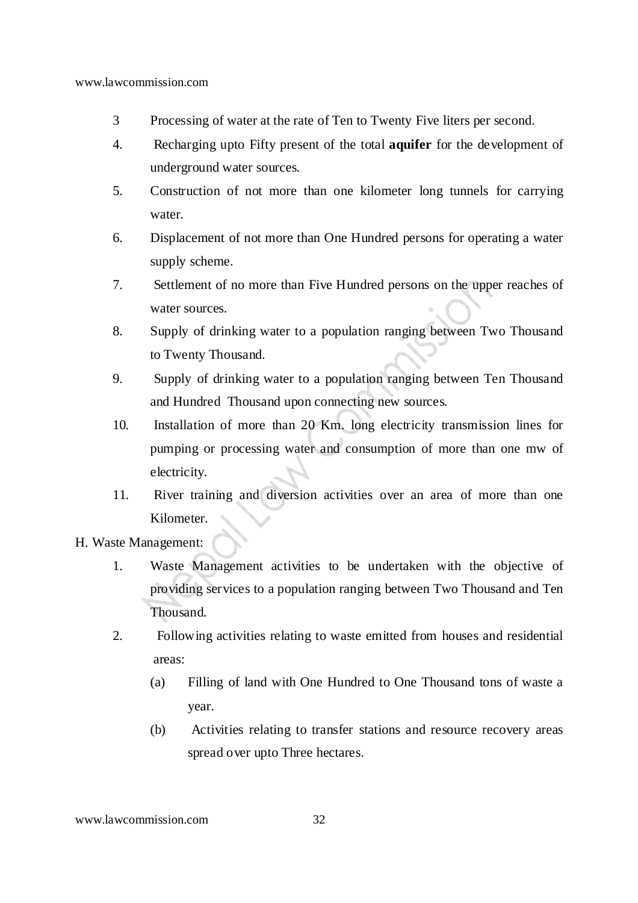3 Processing of water at the rate of Ten to Twenty Five liters per second.

4. Recharging upto Fifty present of the total **aquifer** for the development of underground water sources.

5. Construction of not more than one kilometer long tunnels for carrying water.

6. Displacement of not more than One Hundred persons for operating a water supply scheme.

7. Settlement of no more than Five Hundred persons on the upper reaches of water sources.

8. Supply of drinking water to a population ranging between Two Thousand to Twenty Thousand.

9. Supply of drinking water to a population ranging between Ten Thousand and Hundred Thousand upon connecting new sources.

10. Installation of more than 20 Km. long electricity transmission lines for pumping or processing water and consumption of more than one mw of electricity.

11. River training and diversion activities over an area of more than one Kilometer.

H. Waste Management:

1. Waste Management activities to be undertaken with the objective of providing services to a population ranging between Two Thousand and Ten Thousand.

2. Following activities relating to waste emitted from houses and residential areas:

   (a) Filling of land with One Hundred to One Thousand tons of waste a year.

   (b) Activities relating to transfer stations and resource recovery areas spread over upto Three hectares.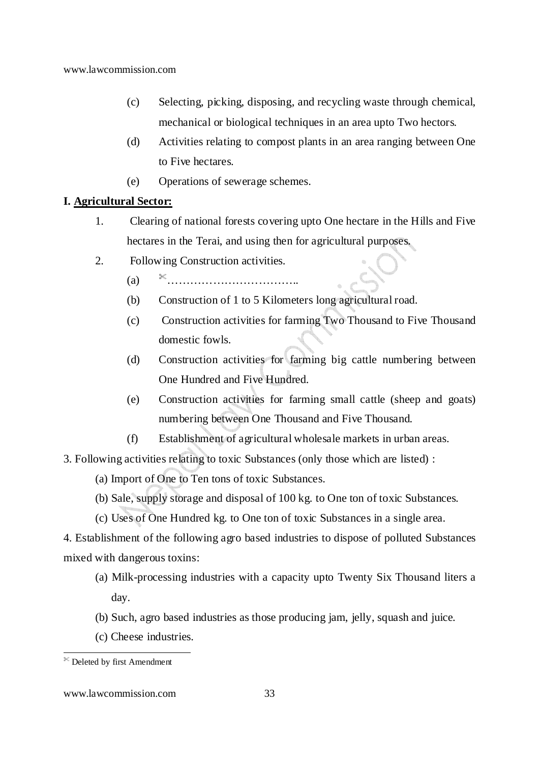(c) Selecting, picking, disposing, and recycling waste through chemical, mechanical or biological techniques in an area upto Two hectors.

(d) Activities relating to compost plants in an area ranging between One to Five hectares.

(e) Operations of sewerage schemes.

**I. Agricultural Sector:**

1. Clearing of national forests covering upto One hectare in the Hills and Five hectares in the Terai, and using then for agricultural purposes.

2. Following Construction activities.

   (a) ✂……………………………..

   (b) Construction of 1 to 5 Kilometers long agricultural road.

   (c) Construction activities for farming Two Thousand to Five Thousand domestic fowls.

   (d) Construction activities for farming big cattle numbering between One Hundred and Five Hundred.

   (e) Construction activities for farming small cattle (sheep and goats) numbering between One Thousand and Five Thousand.

   (f) Establishment of agricultural wholesale markets in urban areas.

3. Following activities relating to toxic Substances (only those which are listed) :

   (a) Import of One to Ten tons of toxic Substances.

   (b) Sale, supply storage and disposal of 100 kg. to One ton of toxic Substances.

   (c) Uses of One Hundred kg. to One ton of toxic Substances in a single area.

4. Establishment of the following agro based industries to dispose of polluted Substances mixed with dangerous toxins:

   (a) Milk-processing industries with a capacity upto Twenty Six Thousand liters a day.

   (b) Such, agro based industries as those producing jam, jelly, squash and juice.

   (c) Cheese industries.

---

✂ Deleted by first Amendment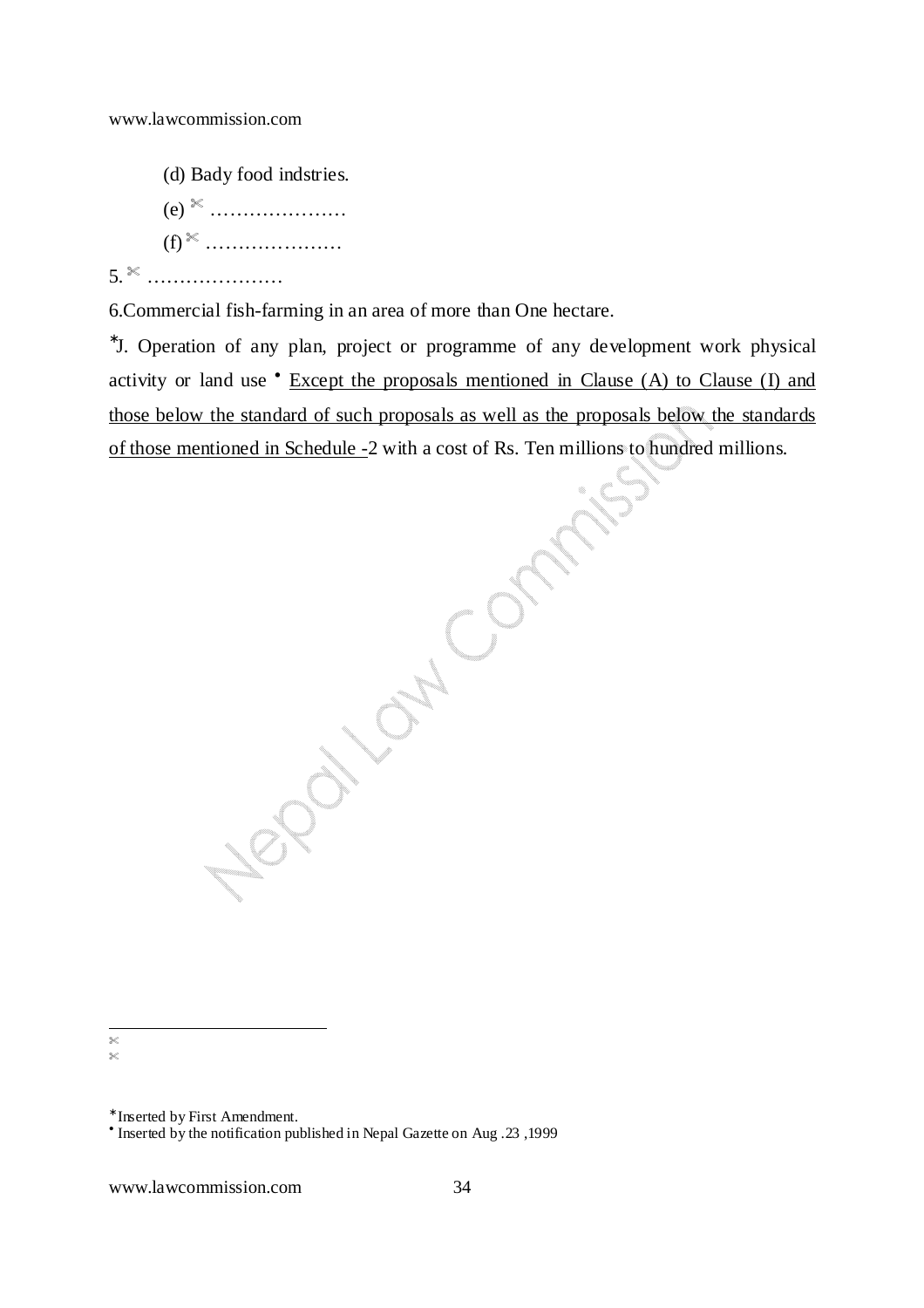(d) Bady food indstries.

(e) ✂ …………………

(f) ✂ …………………

5. ✂ …………………

6.Commercial fish-farming in an area of more than One hectare.

*J. Operation of any plan, project or programme of any development work physical activity or land use • Except the proposals mentioned in Clause (A) to Clause (I) and those below the standard of such proposals as well as the proposals below the standards of those mentioned in Schedule -2 with a cost of Rs. Ten millions to hundred millions.

---

✂

✂

*Inserted by First Amendment.

• Inserted by the notification published in Nepal Gazette on Aug .23 ,1999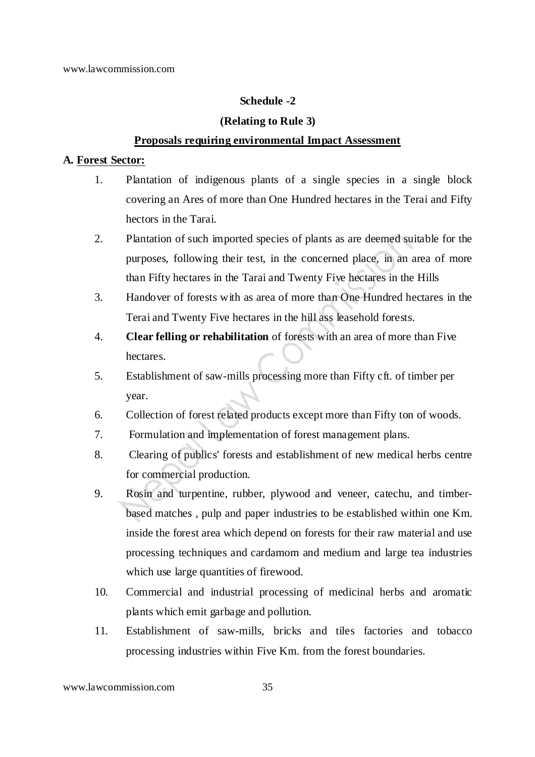**Schedule -2**

**(Relating to Rule 3)**

**Proposals requiring environmental Impact Assessment**

**A. Forest Sector:**

1. Plantation of indigenous plants of a single species in a single block covering an Ares of more than One Hundred hectares in the Terai and Fifty hectors in the Tarai.
2. Plantation of such imported species of plants as are deemed suitable for the purposes, following their test, in the concerned place, in an area of more than Fifty hectares in the Tarai and Twenty Five hectares in the Hills
3. Handover of forests with as area of more than One Hundred hectares in the Terai and Twenty Five hectares in the hill ass leasehold forests.
4. **Clear felling or rehabilitation** of forests with an area of more than Five hectares.
5. Establishment of saw-mills processing more than Fifty cft. of timber per year.
6. Collection of forest related products except more than Fifty ton of woods.
7. Formulation and implementation of forest management plans.
8. Clearing of publics' forests and establishment of new medical herbs centre for commercial production.
9. Rosin and turpentine, rubber, plywood and veneer, catechu, and timber-based matches , pulp and paper industries to be established within one Km. inside the forest area which depend on forests for their raw material and use processing techniques and cardamom and medium and large tea industries which use large quantities of firewood.
10. Commercial and industrial processing of medicinal herbs and aromatic plants which emit garbage and pollution.
11. Establishment of saw-mills, bricks and tiles factories and tobacco processing industries within Five Km. from the forest boundaries.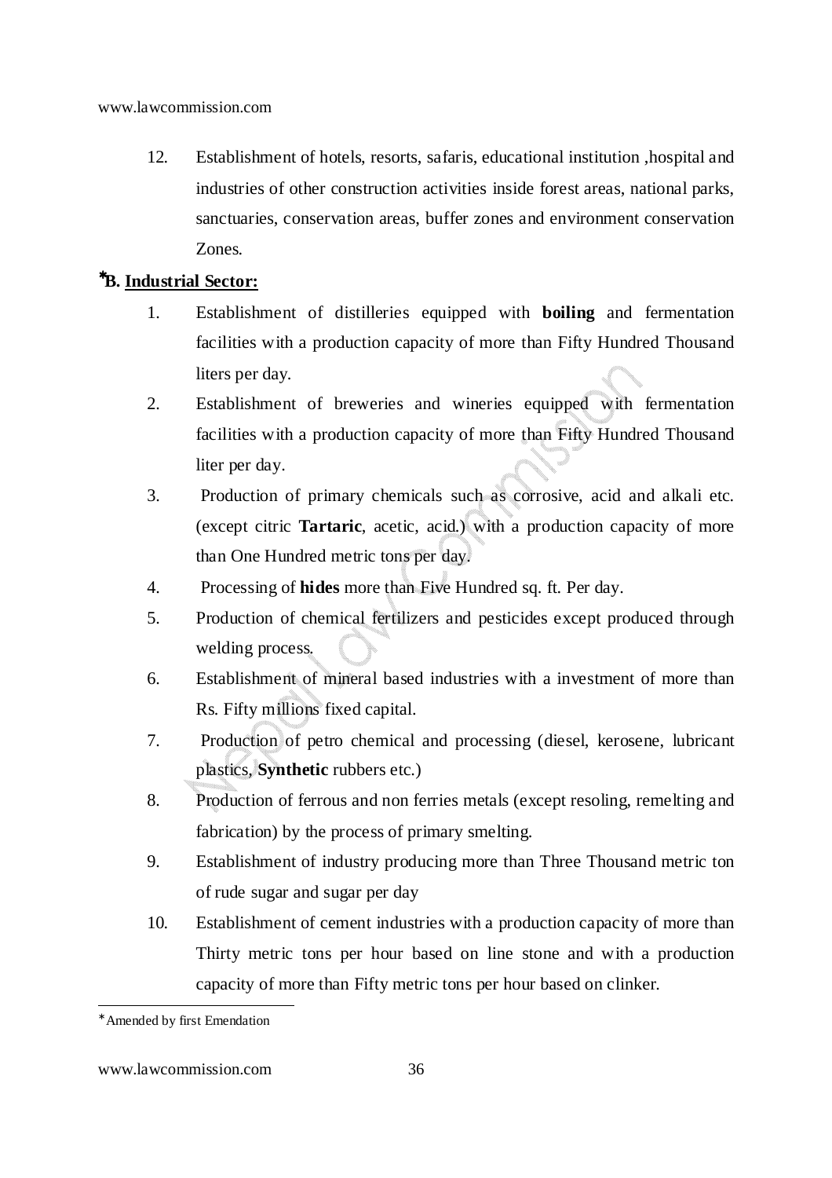12. Establishment of hotels, resorts, safaris, educational institution ,hospital and industries of other construction activities inside forest areas, national parks, sanctuaries, conservation areas, buffer zones and environment conservation Zones.

**\*B. <u>Industrial Sector:</u>**

1. Establishment of distilleries equipped with **boiling** and fermentation facilities with a production capacity of more than Fifty Hundred Thousand liters per day.
2. Establishment of breweries and wineries equipped with fermentation facilities with a production capacity of more than Fifty Hundred Thousand liter per day.
3. Production of primary chemicals such as corrosive, acid and alkali etc. (except citric **Tartaric**, acetic, acid.) with a production capacity of more than One Hundred metric tons per day.
4. Processing of **hides** more than Five Hundred sq. ft. Per day.
5. Production of chemical fertilizers and pesticides except produced through welding process.
6. Establishment of mineral based industries with a investment of more than Rs. Fifty millions fixed capital.
7. Production of petro chemical and processing (diesel, kerosene, lubricant plastics, **Synthetic** rubbers etc.)
8. Production of ferrous and non ferries metals (except resoling, remelting and fabrication) by the process of primary smelting.
9. Establishment of industry producing more than Three Thousand metric ton of rude sugar and sugar per day
10. Establishment of cement industries with a production capacity of more than Thirty metric tons per hour based on line stone and with a production capacity of more than Fifty metric tons per hour based on clinker.

---

\*Amended by first Emendation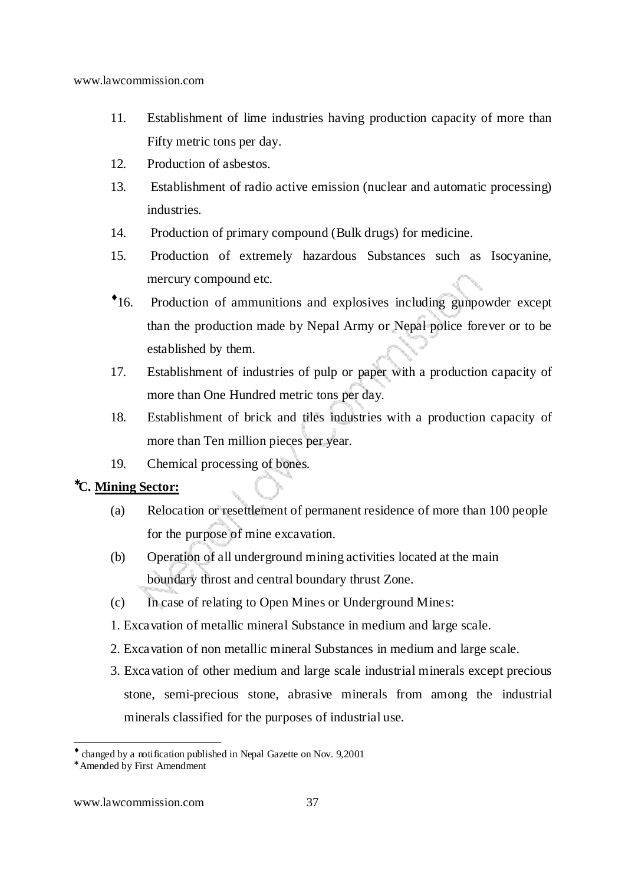11. Establishment of lime industries having production capacity of more than Fifty metric tons per day.
12. Production of asbestos.
13. Establishment of radio active emission (nuclear and automatic processing) industries.
14. Production of primary compound (Bulk drugs) for medicine.
15. Production of extremely hazardous Substances such as Isocyanine, mercury compound etc.
16. ♦ Production of ammunitions and explosives including gunpowder except than the production made by Nepal Army or Nepal police forever or to be established by them.
17. Establishment of industries of pulp or paper with a production capacity of more than One Hundred metric tons per day.
18. Establishment of brick and tiles industries with a production capacity of more than Ten million pieces per year.
19. Chemical processing of bones.

**∗C. <u>Mining Sector:</u>**

(a) Relocation or resettlement of permanent residence of more than 100 people for the purpose of mine excavation.

(b) Operation of all underground mining activities located at the main boundary throst and central boundary thrust Zone.

(c) In case of relating to Open Mines or Underground Mines:

1. Excavation of metallic mineral Substance in medium and large scale.
2. Excavation of non metallic mineral Substances in medium and large scale.
3. Excavation of other medium and large scale industrial minerals except precious stone, semi-precious stone, abrasive minerals from among the industrial minerals classified for the purposes of industrial use.

---

♦ changed by a notification published in Nepal Gazette on Nov. 9,2001

∗ Amended by First Amendment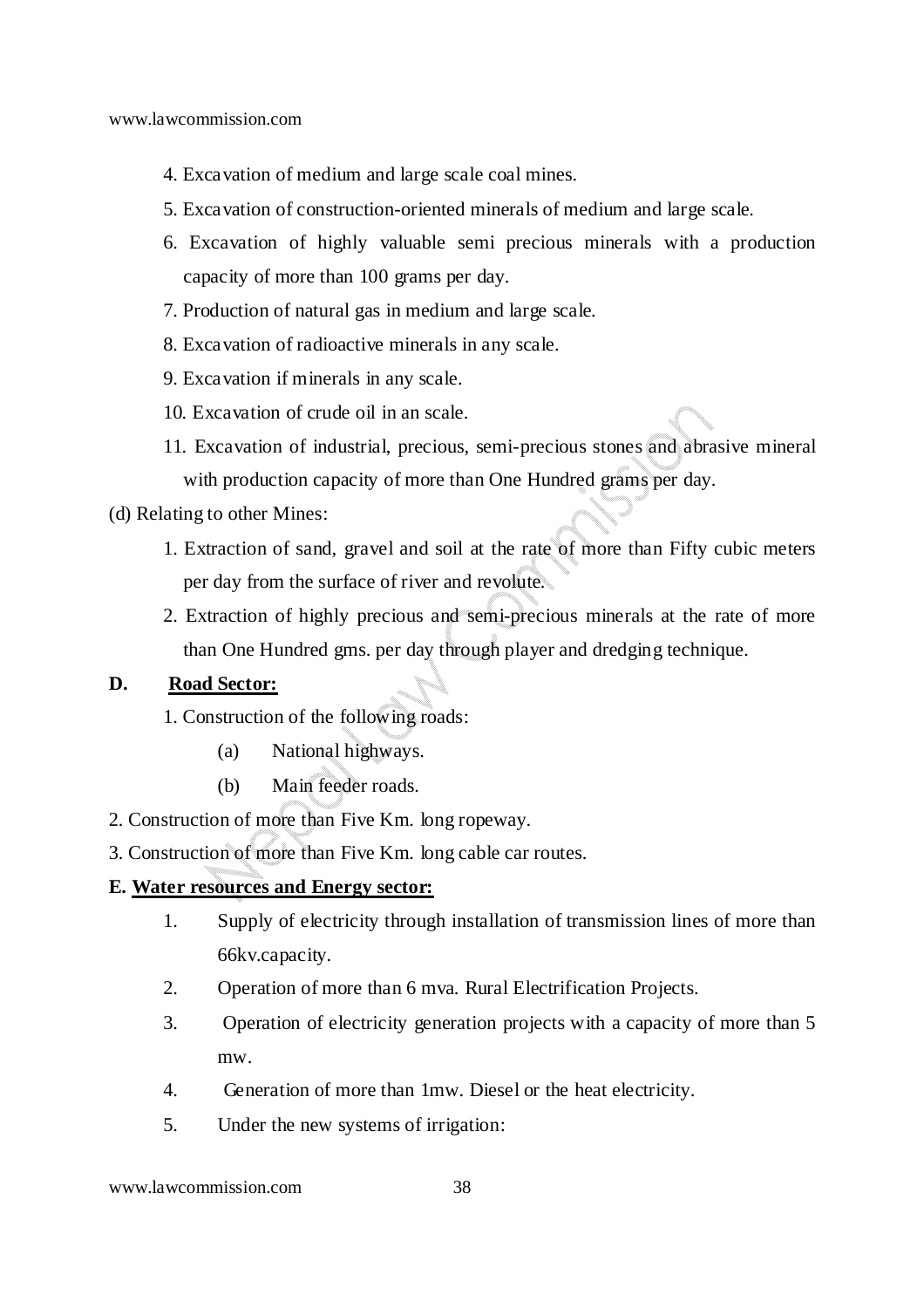4. Excavation of medium and large scale coal mines.
5. Excavation of construction-oriented minerals of medium and large scale.
6. Excavation of highly valuable semi precious minerals with a production capacity of more than 100 grams per day.
7. Production of natural gas in medium and large scale.
8. Excavation of radioactive minerals in any scale.
9. Excavation if minerals in any scale.
10. Excavation of crude oil in an scale.
11. Excavation of industrial, precious, semi-precious stones and abrasive mineral with production capacity of more than One Hundred grams per day.

(d) Relating to other Mines:

1. Extraction of sand, gravel and soil at the rate of more than Fifty cubic meters per day from the surface of river and revolute.
2. Extraction of highly precious and semi-precious minerals at the rate of more than One Hundred gms. per day through player and dredging technique.

**D. <u>Road Sector:</u>**

1. Construction of the following roads:
   - (a) National highways.
   - (b) Main feeder roads.

2. Construction of more than Five Km. long ropeway.

3. Construction of more than Five Km. long cable car routes.

**E. <u>Water resources and Energy sector:</u>**

1. Supply of electricity through installation of transmission lines of more than 66kv.capacity.
2. Operation of more than 6 mva. Rural Electrification Projects.
3. Operation of electricity generation projects with a capacity of more than 5 mw.
4. Generation of more than 1mw. Diesel or the heat electricity.
5. Under the new systems of irrigation: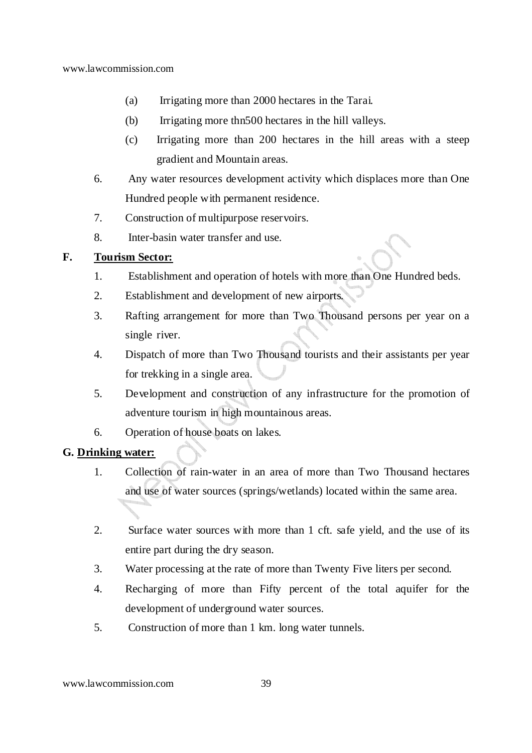(a) Irrigating more than 2000 hectares in the Tarai.

(b) Irrigating more thn500 hectares in the hill valleys.

(c) Irrigating more than 200 hectares in the hill areas with a steep gradient and Mountain areas.

6. Any water resources development activity which displaces more than One Hundred people with permanent residence.
7. Construction of multipurpose reservoirs.
8. Inter-basin water transfer and use.

**F. Tourism Sector:**

1. Establishment and operation of hotels with more than One Hundred beds.
2. Establishment and development of new airports.
3. Rafting arrangement for more than Two Thousand persons per year on a single river.
4. Dispatch of more than Two Thousand tourists and their assistants per year for trekking in a single area.
5. Development and construction of any infrastructure for the promotion of adventure tourism in high mountainous areas.
6. Operation of house boats on lakes.

**G. Drinking water:**

1. Collection of rain-water in an area of more than Two Thousand hectares and use of water sources (springs/wetlands) located within the same area.
2. Surface water sources with more than 1 cft. safe yield, and the use of its entire part during the dry season.
3. Water processing at the rate of more than Twenty Five liters per second.
4. Recharging of more than Fifty percent of the total aquifer for the development of underground water sources.
5. Construction of more than 1 km. long water tunnels.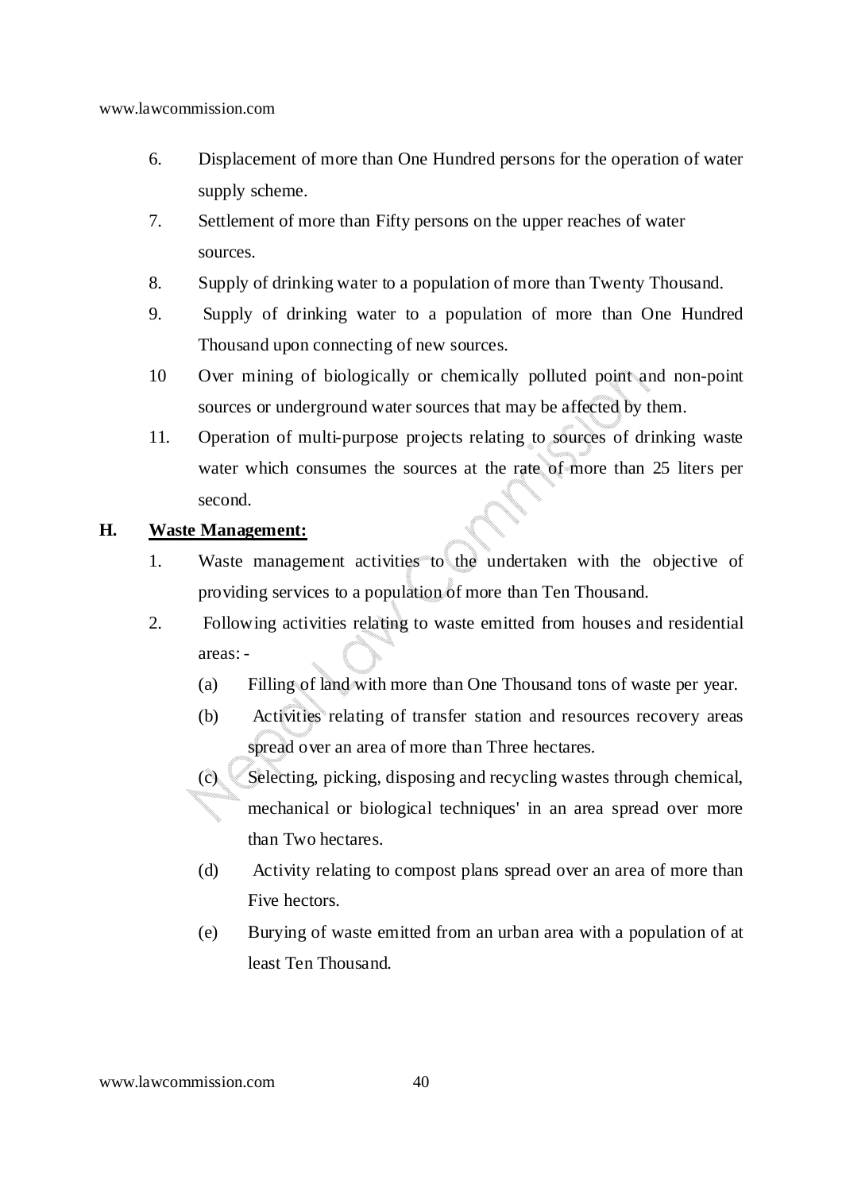6. Displacement of more than One Hundred persons for the operation of water supply scheme.
7. Settlement of more than Fifty persons on the upper reaches of water sources.
8. Supply of drinking water to a population of more than Twenty Thousand.
9. Supply of drinking water to a population of more than One Hundred Thousand upon connecting of new sources.
10 Over mining of biologically or chemically polluted point and non-point sources or underground water sources that may be affected by them.
11. Operation of multi-purpose projects relating to sources of drinking waste water which consumes the sources at the rate of more than 25 liters per second.

**H. <u>Waste Management:</u>**

1. Waste management activities to the undertaken with the objective of providing services to a population of more than Ten Thousand.
2. Following activities relating to waste emitted from houses and residential areas: -
   (a) Filling of land with more than One Thousand tons of waste per year.
   (b) Activities relating of transfer station and resources recovery areas spread over an area of more than Three hectares.
   (c) Selecting, picking, disposing and recycling wastes through chemical, mechanical or biological techniques' in an area spread over more than Two hectares.
   (d) Activity relating to compost plans spread over an area of more than Five hectors.
   (e) Burying of waste emitted from an urban area with a population of at least Ten Thousand.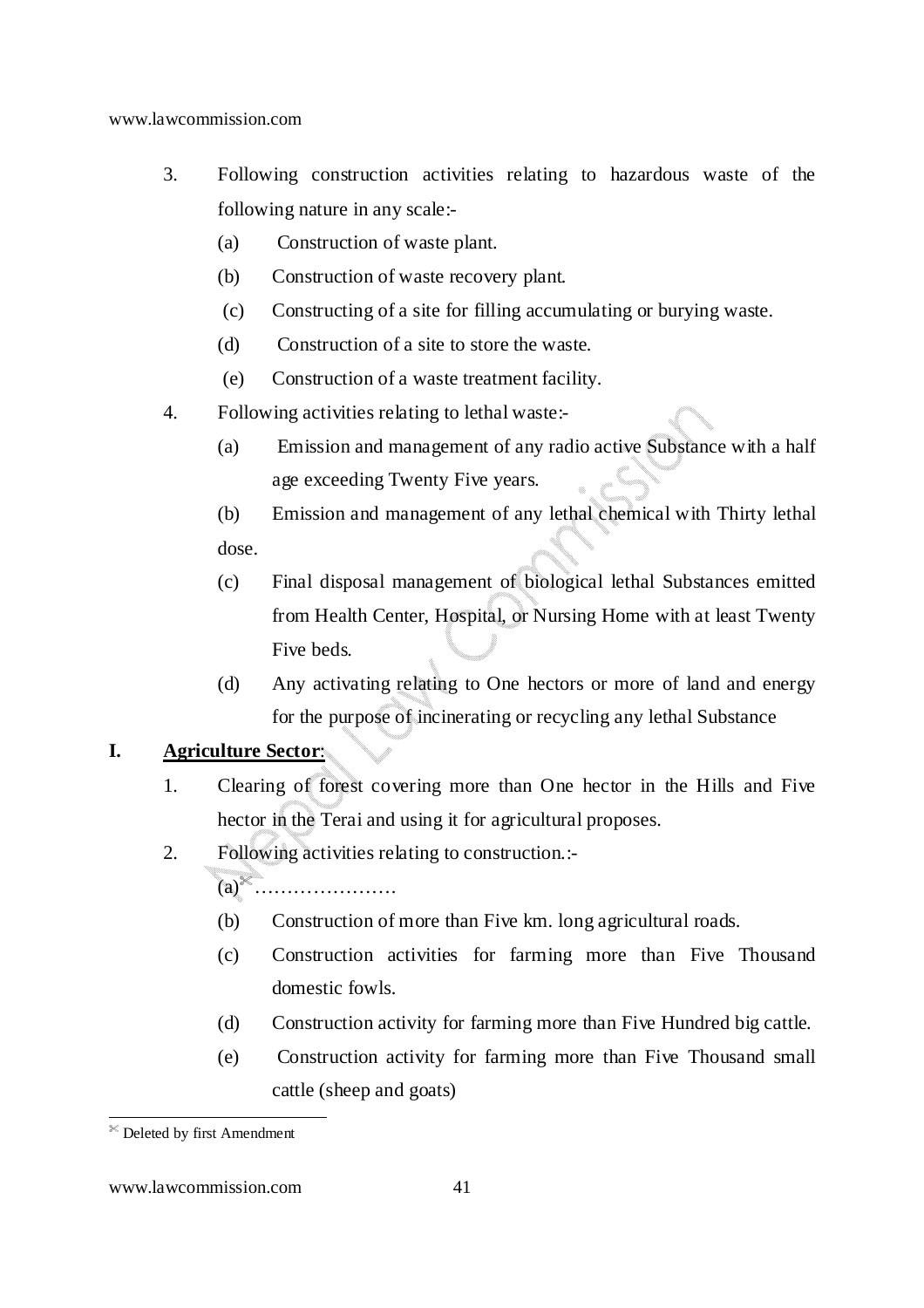3. Following construction activities relating to hazardous waste of the following nature in any scale:-
   (a) Construction of waste plant.
   (b) Construction of waste recovery plant.
   (c) Constructing of a site for filling accumulating or burying waste.
   (d) Construction of a site to store the waste.
   (e) Construction of a waste treatment facility.
4. Following activities relating to lethal waste:-
   (a) Emission and management of any radio active Substance with a half age exceeding Twenty Five years.
   (b) Emission and management of any lethal chemical with Thirty lethal dose.
   (c) Final disposal management of biological lethal Substances emitted from Health Center, Hospital, or Nursing Home with at least Twenty Five beds.
   (d) Any activating relating to One hectors or more of land and energy for the purpose of incinerating or recycling any lethal Substance

## I. <u>Agriculture Sector</u>:

1. Clearing of forest covering more than One hector in the Hills and Five hector in the Terai and using it for agricultural proposes.
2. Following activities relating to construction.:-
   (a)[✂] ………………….
   (b) Construction of more than Five km. long agricultural roads.
   (c) Construction activities for farming more than Five Thousand domestic fowls.
   (d) Construction activity for farming more than Five Hundred big cattle.
   (e) Construction activity for farming more than Five Thousand small cattle (sheep and goats)

---

[✂] Deleted by first Amendment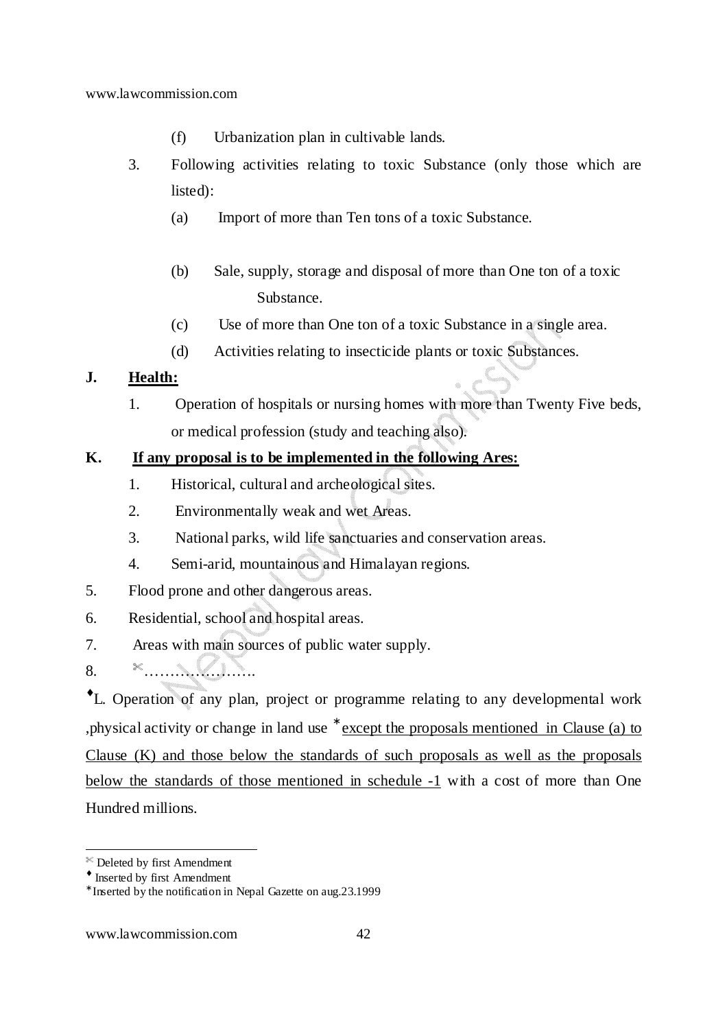(f) Urbanization plan in cultivable lands.

3. Following activities relating to toxic Substance (only those which are listed):

   (a) Import of more than Ten tons of a toxic Substance.

   (b) Sale, supply, storage and disposal of more than One ton of a toxic Substance.

   (c) Use of more than One ton of a toxic Substance in a single area.

   (d) Activities relating to insecticide plants or toxic Substances.

**J. Health:**

1. Operation of hospitals or nursing homes with more than Twenty Five beds, or medical profession (study and teaching also).

**K. If any proposal is to be implemented in the following Ares:**

1. Historical, cultural and archeological sites.
2. Environmentally weak and wet Areas.
3. National parks, wild life sanctuaries and conservation areas.
4. Semi-arid, mountainous and Himalayan regions.
5. Flood prone and other dangerous areas.
6. Residential, school and hospital areas.
7. Areas with main sources of public water supply.
8. ✂………………….

♦L. Operation of any plan, project or programme relating to any developmental work ,physical activity or change in land use *<u>except the proposals mentioned in Clause (a) to Clause (K) and those below the standards of such proposals as well as the proposals below the standards of those mentioned in schedule -1</u> with a cost of more than One Hundred millions.

---

✂ Deleted by first Amendment

♦ Inserted by first Amendment

* Inserted by the notification in Nepal Gazette on aug.23.1999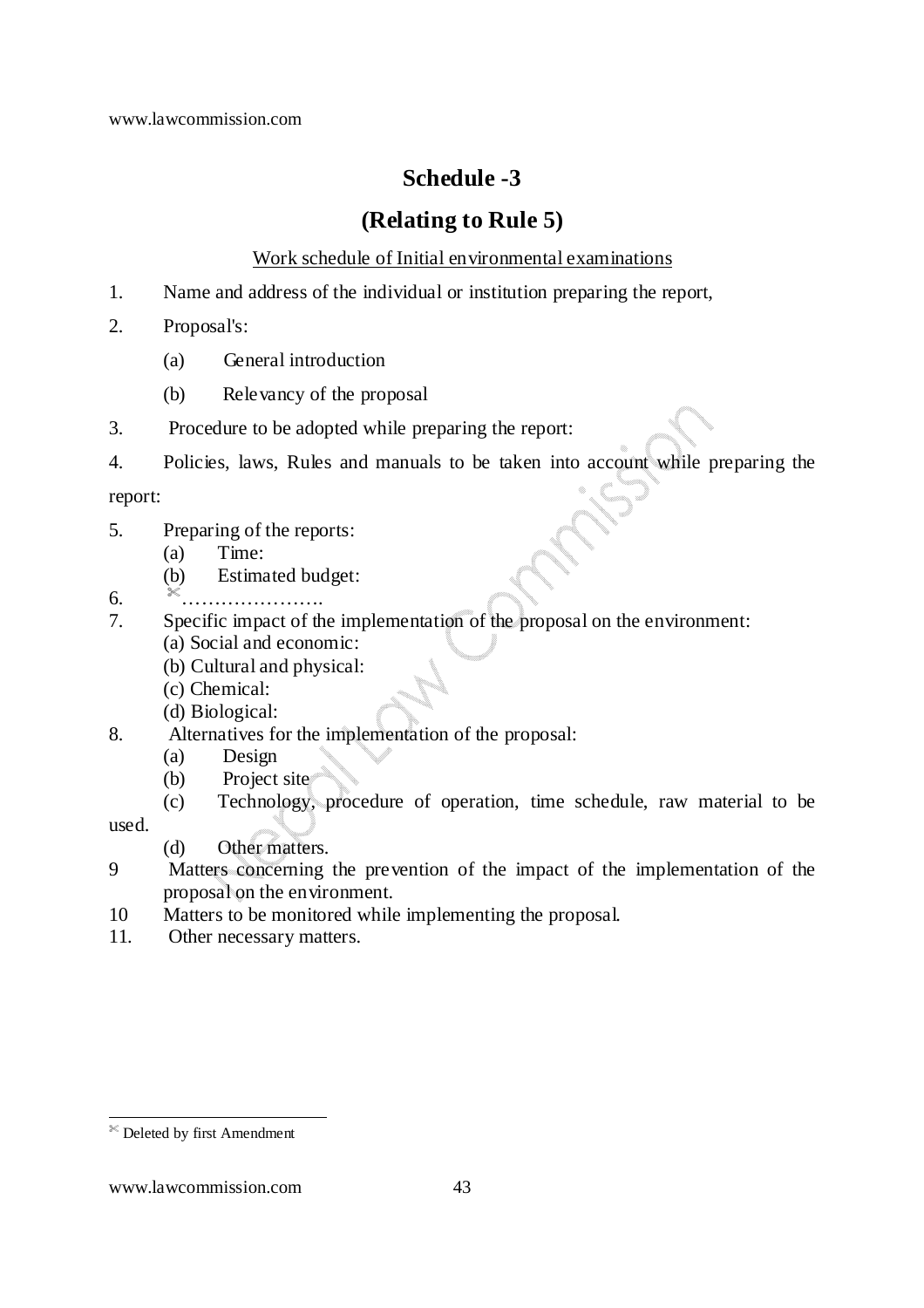# Schedule -3

## (Relating to Rule 5)

Work schedule of Initial environmental examinations

1. Name and address of the individual or institution preparing the report,
2. Proposal's:
   - (a) General introduction
   - (b) Relevancy of the proposal
3. Procedure to be adopted while preparing the report:
4. Policies, laws, Rules and manuals to be taken into account while preparing the report:
5. Preparing of the reports:
   - (a) Time:
   - (b) Estimated budget:
6. ✂………………….
7. Specific impact of the implementation of the proposal on the environment:
   - (a) Social and economic:
   - (b) Cultural and physical:
   - (c) Chemical:
   - (d) Biological:
8. Alternatives for the implementation of the proposal:
   - (a) Design
   - (b) Project site
   - (c) Technology, procedure of operation, time schedule, raw material to be used.
   - (d) Other matters.
9. Matters concerning the prevention of the impact of the implementation of the proposal on the environment.
10. Matters to be monitored while implementing the proposal.
11. Other necessary matters.

---

✂ Deleted by first Amendment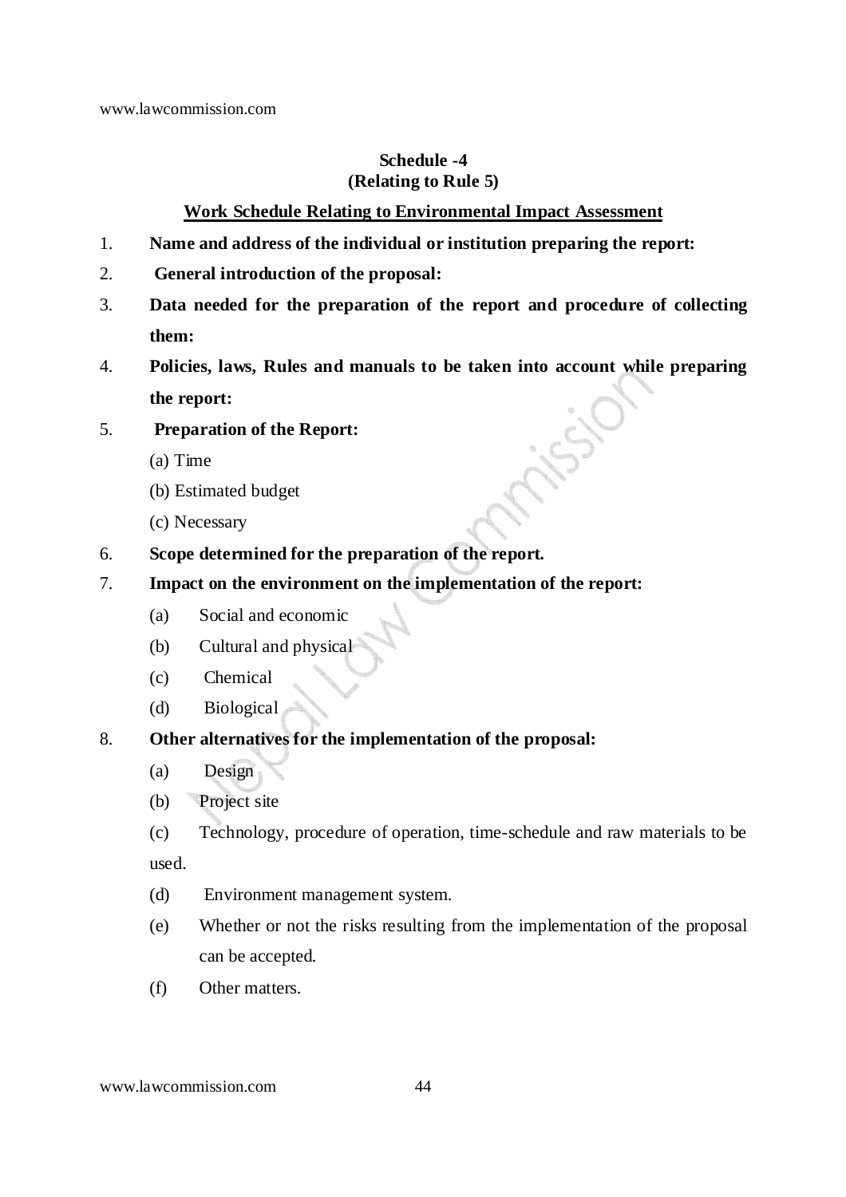**Schedule -4**
**(Relating to Rule 5)**

**Work Schedule Relating to Environmental Impact Assessment**

1. **Name and address of the individual or institution preparing the report:**
2. **General introduction of the proposal:**
3. **Data needed for the preparation of the report and procedure of collecting them:**
4. **Policies, laws, Rules and manuals to be taken into account while preparing the report:**
5. **Preparation of the Report:**

   (a) Time

   (b) Estimated budget

   (c) Necessary
6. **Scope determined for the preparation of the report.**
7. **Impact on the environment on the implementation of the report:**

   (a) Social and economic

   (b) Cultural and physical

   (c) Chemical

   (d) Biological
8. **Other alternatives for the implementation of the proposal:**

   (a) Design

   (b) Project site

   (c) Technology, procedure of operation, time-schedule and raw materials to be used.

   (d) Environment management system.

   (e) Whether or not the risks resulting from the implementation of the proposal can be accepted.

   (f) Other matters.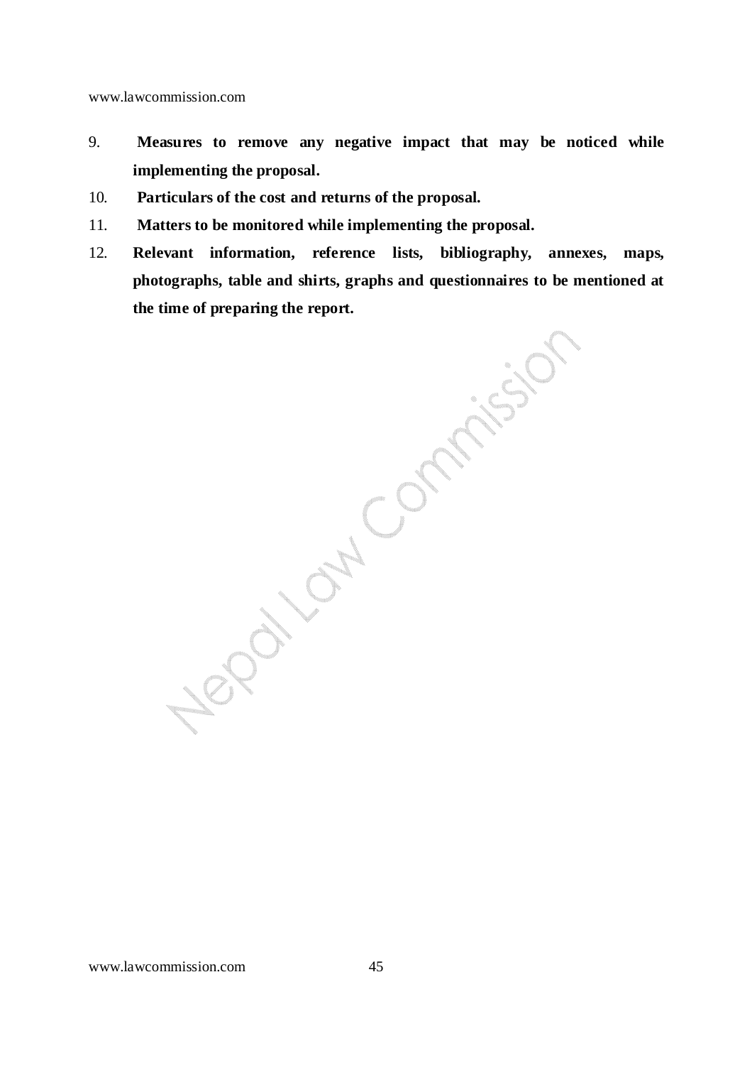9. **Measures to remove any negative impact that may be noticed while implementing the proposal.**
10. **Particulars of the cost and returns of the proposal.**
11. **Matters to be monitored while implementing the proposal.**
12. **Relevant information, reference lists, bibliography, annexes, maps, photographs, table and shirts, graphs and questionnaires to be mentioned at the time of preparing the report.**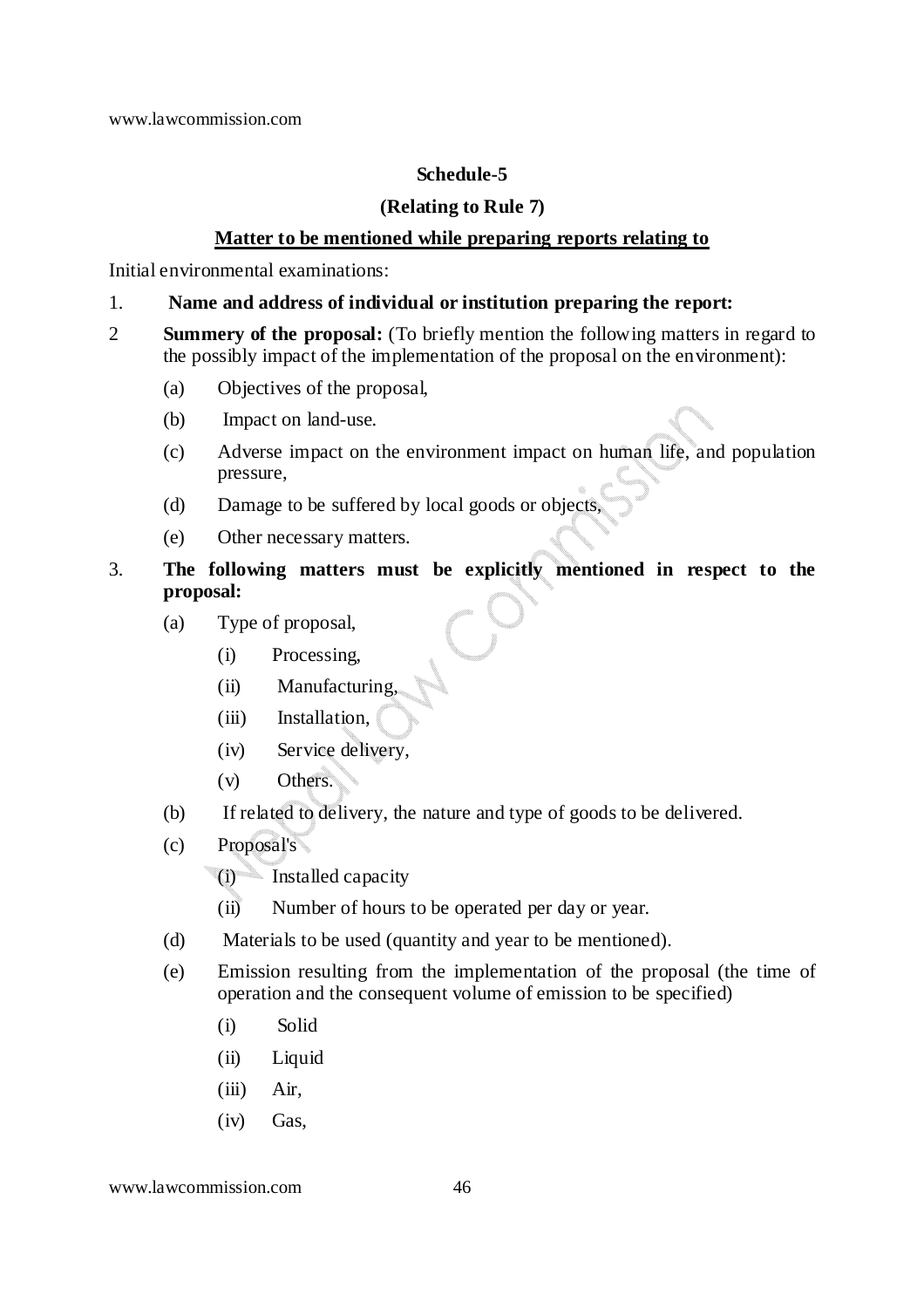**Schedule-5**

**(Relating to Rule 7)**

**Matter to be mentioned while preparing reports relating to**

Initial environmental examinations:

1. **Name and address of individual or institution preparing the report:**

2 **Summery of the proposal:** (To briefly mention the following matters in regard to the possibly impact of the implementation of the proposal on the environment):

   (a) Objectives of the proposal,

   (b) Impact on land-use.

   (c) Adverse impact on the environment impact on human life, and population pressure,

   (d) Damage to be suffered by local goods or objects,

   (e) Other necessary matters.

3. **The following matters must be explicitly mentioned in respect to the proposal:**

   (a) Type of proposal,

      (i) Processing,

      (ii) Manufacturing,

      (iii) Installation,

      (iv) Service delivery,

      (v) Others.

   (b) If related to delivery, the nature and type of goods to be delivered.

   (c) Proposal's

      (i) Installed capacity

      (ii) Number of hours to be operated per day or year.

   (d) Materials to be used (quantity and year to be mentioned).

   (e) Emission resulting from the implementation of the proposal (the time of operation and the consequent volume of emission to be specified)

      (i) Solid

      (ii) Liquid

      (iii) Air,

      (iv) Gas,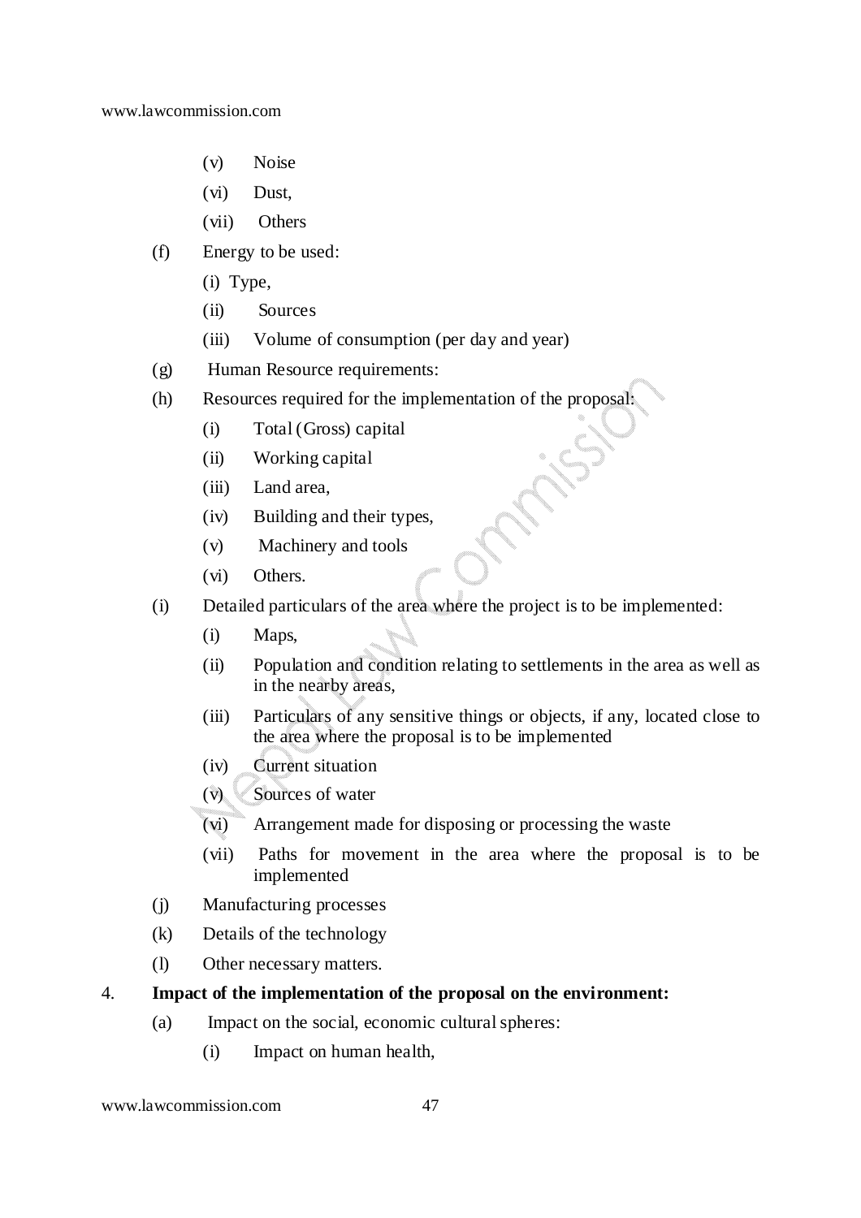(v) Noise

(vi) Dust,

(vii) Others

(f) Energy to be used:

(i) Type,

(ii) Sources

(iii) Volume of consumption (per day and year)

(g) Human Resource requirements:

(h) Resources required for the implementation of the proposal:

(i) Total (Gross) capital

(ii) Working capital

(iii) Land area,

(iv) Building and their types,

(v) Machinery and tools

(vi) Others.

(i) Detailed particulars of the area where the project is to be implemented:

(i) Maps,

(ii) Population and condition relating to settlements in the area as well as in the nearby areas,

(iii) Particulars of any sensitive things or objects, if any, located close to the area where the proposal is to be implemented

(iv) Current situation

(v) Sources of water

(vi) Arrangement made for disposing or processing the waste

(vii) Paths for movement in the area where the proposal is to be implemented

(j) Manufacturing processes

(k) Details of the technology

(l) Other necessary matters.

4. **Impact of the implementation of the proposal on the environment:**

(a) Impact on the social, economic cultural spheres:

(i) Impact on human health,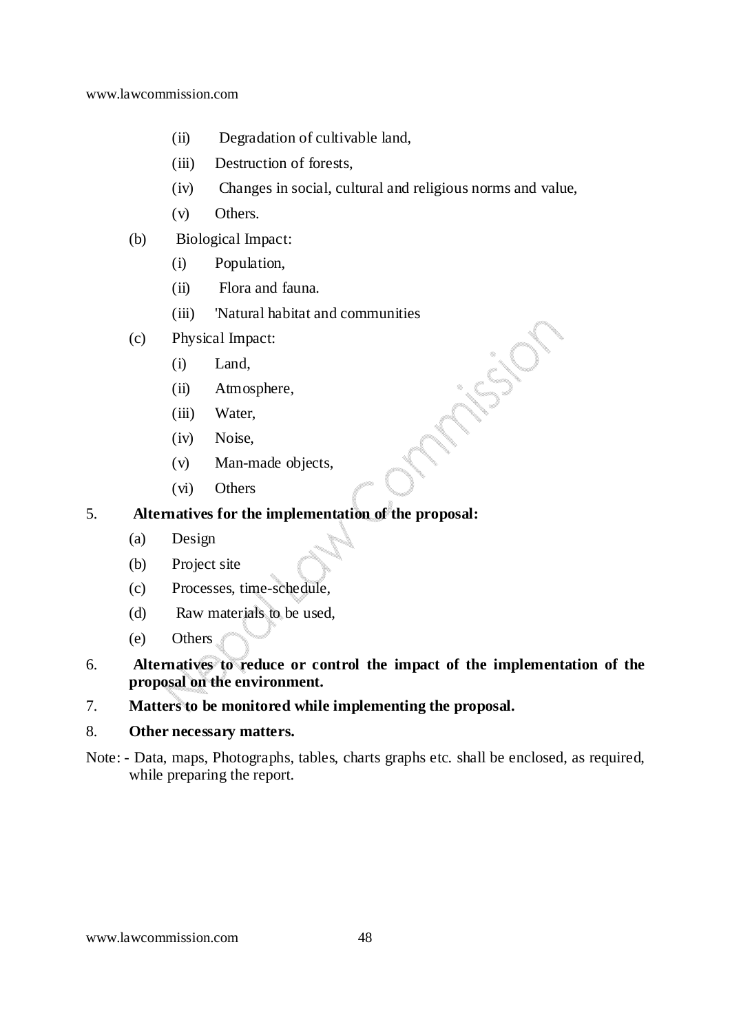(ii) Degradation of cultivable land,

(iii) Destruction of forests,

(iv) Changes in social, cultural and religious norms and value,

(v) Others.

(b) Biological Impact:

(i) Population,

(ii) Flora and fauna.

(iii) 'Natural habitat and communities

(c) Physical Impact:

(i) Land,

(ii) Atmosphere,

(iii) Water,

(iv) Noise,

(v) Man-made objects,

(vi) Others

5. **Alternatives for the implementation of the proposal:**

(a) Design

(b) Project site

(c) Processes, time-schedule,

(d) Raw materials to be used,

(e) Others

6. **Alternatives to reduce or control the impact of the implementation of the proposal on the environment.**

7. **Matters to be monitored while implementing the proposal.**

8. **Other necessary matters.**

Note: - Data, maps, Photographs, tables, charts graphs etc. shall be enclosed, as required, while preparing the report.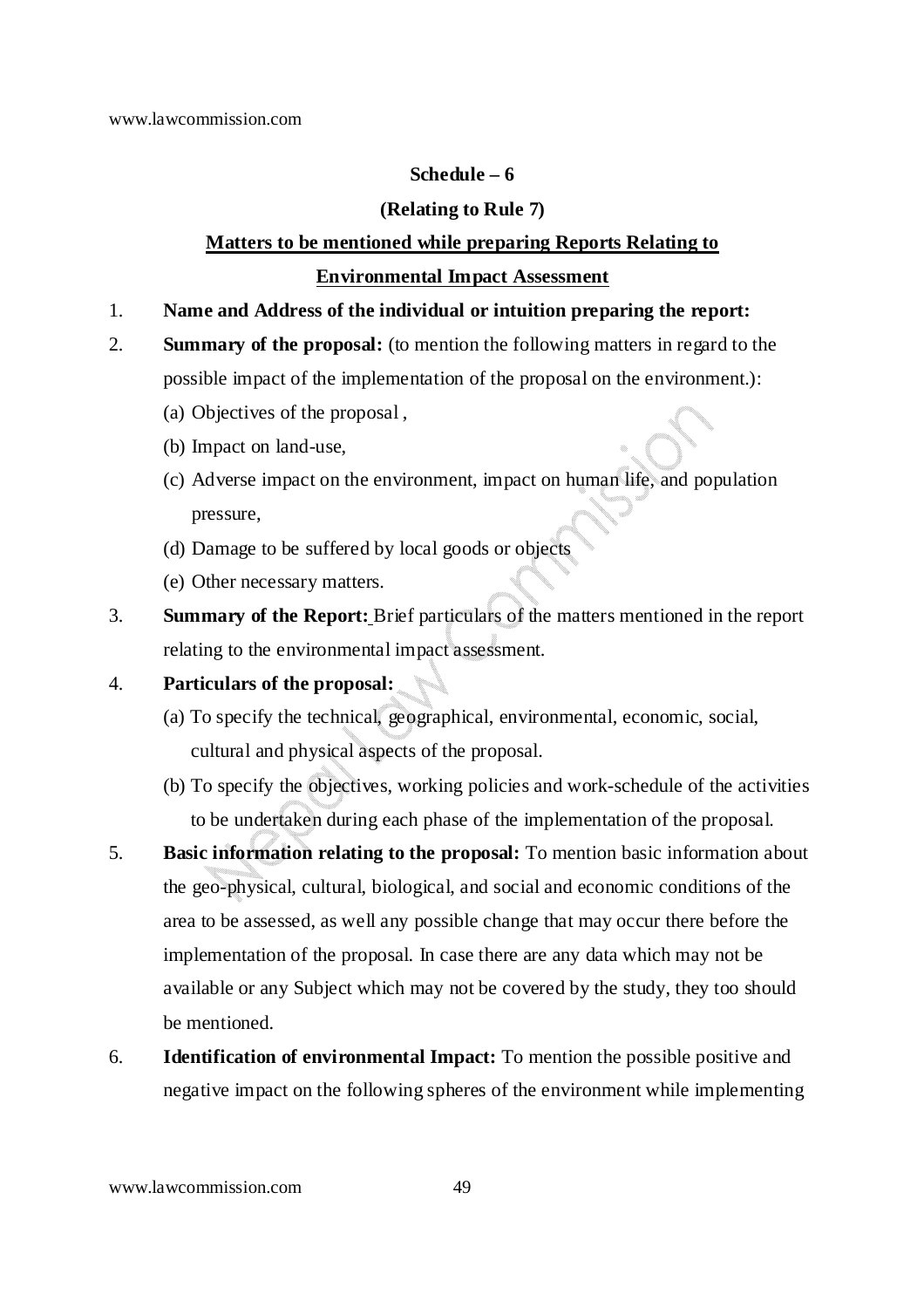**Schedule – 6**

**(Relating to Rule 7)**

**Matters to be mentioned while preparing Reports Relating to Environmental Impact Assessment**

1. **Name and Address of the individual or intuition preparing the report:**

2. **Summary of the proposal:** (to mention the following matters in regard to the possible impact of the implementation of the proposal on the environment.):
   - (a) Objectives of the proposal ,
   - (b) Impact on land-use,
   - (c) Adverse impact on the environment, impact on human life, and population pressure,
   - (d) Damage to be suffered by local goods or objects
   - (e) Other necessary matters.

3. **Summary of the Report:** Brief particulars of the matters mentioned in the report relating to the environmental impact assessment.

4. **Particulars of the proposal:**
   - (a) To specify the technical, geographical, environmental, economic, social, cultural and physical aspects of the proposal.
   - (b) To specify the objectives, working policies and work-schedule of the activities to be undertaken during each phase of the implementation of the proposal.

5. **Basic information relating to the proposal:** To mention basic information about the geo-physical, cultural, biological, and social and economic conditions of the area to be assessed, as well any possible change that may occur there before the implementation of the proposal. In case there are any data which may not be available or any Subject which may not be covered by the study, they too should be mentioned.

6. **Identification of environmental Impact:** To mention the possible positive and negative impact on the following spheres of the environment while implementing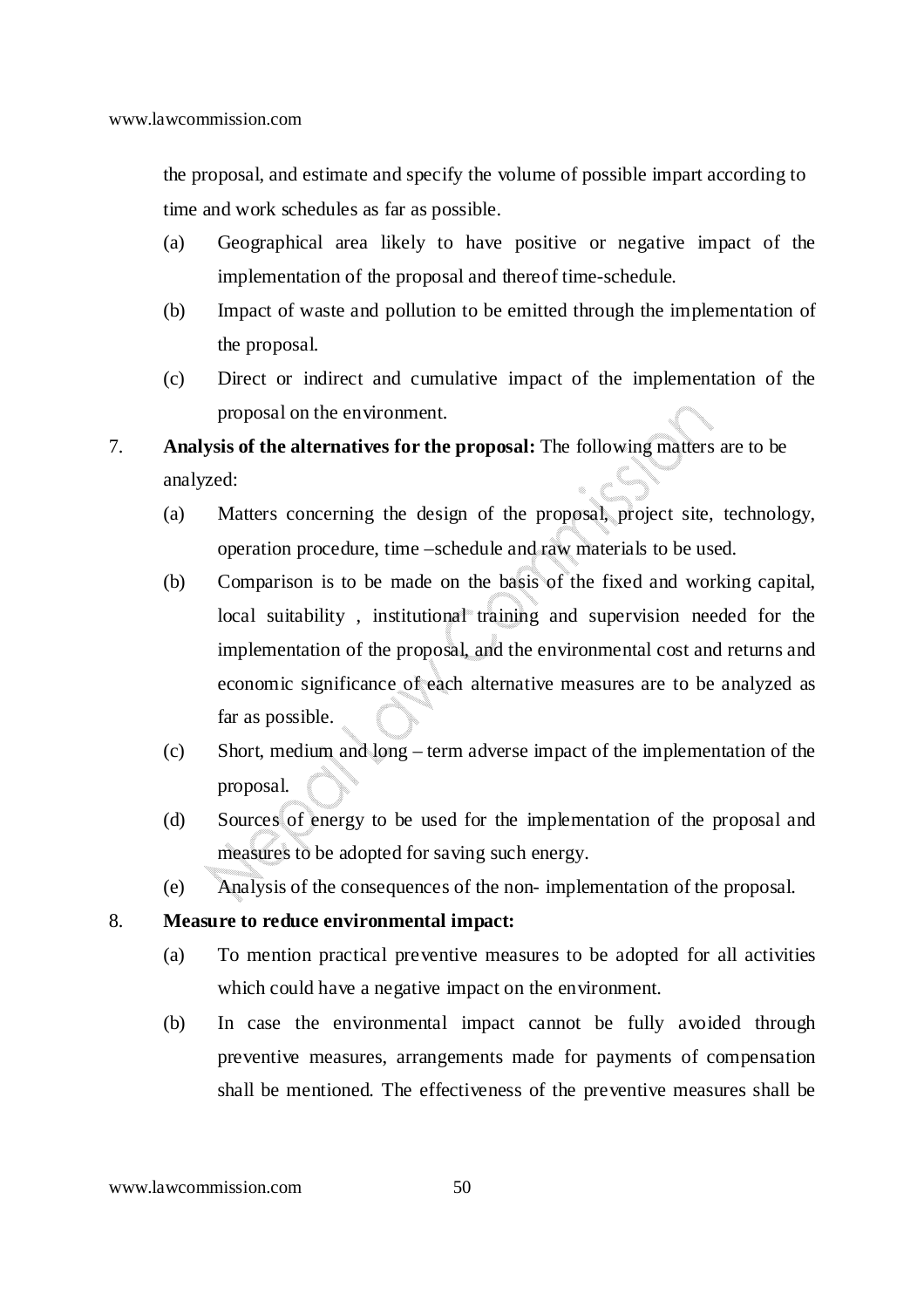the proposal, and estimate and specify the volume of possible impart according to time and work schedules as far as possible.

(a) Geographical area likely to have positive or negative impact of the implementation of the proposal and thereof time-schedule.

(b) Impact of waste and pollution to be emitted through the implementation of the proposal.

(c) Direct or indirect and cumulative impact of the implementation of the proposal on the environment.

7. **Analysis of the alternatives for the proposal:** The following matters are to be analyzed:

(a) Matters concerning the design of the proposal, project site, technology, operation procedure, time –schedule and raw materials to be used.

(b) Comparison is to be made on the basis of the fixed and working capital, local suitability , institutional training and supervision needed for the implementation of the proposal, and the environmental cost and returns and economic significance of each alternative measures are to be analyzed as far as possible.

(c) Short, medium and long – term adverse impact of the implementation of the proposal.

(d) Sources of energy to be used for the implementation of the proposal and measures to be adopted for saving such energy.

(e) Analysis of the consequences of the non- implementation of the proposal.

8. **Measure to reduce environmental impact:**

(a) To mention practical preventive measures to be adopted for all activities which could have a negative impact on the environment.

(b) In case the environmental impact cannot be fully avoided through preventive measures, arrangements made for payments of compensation shall be mentioned. The effectiveness of the preventive measures shall be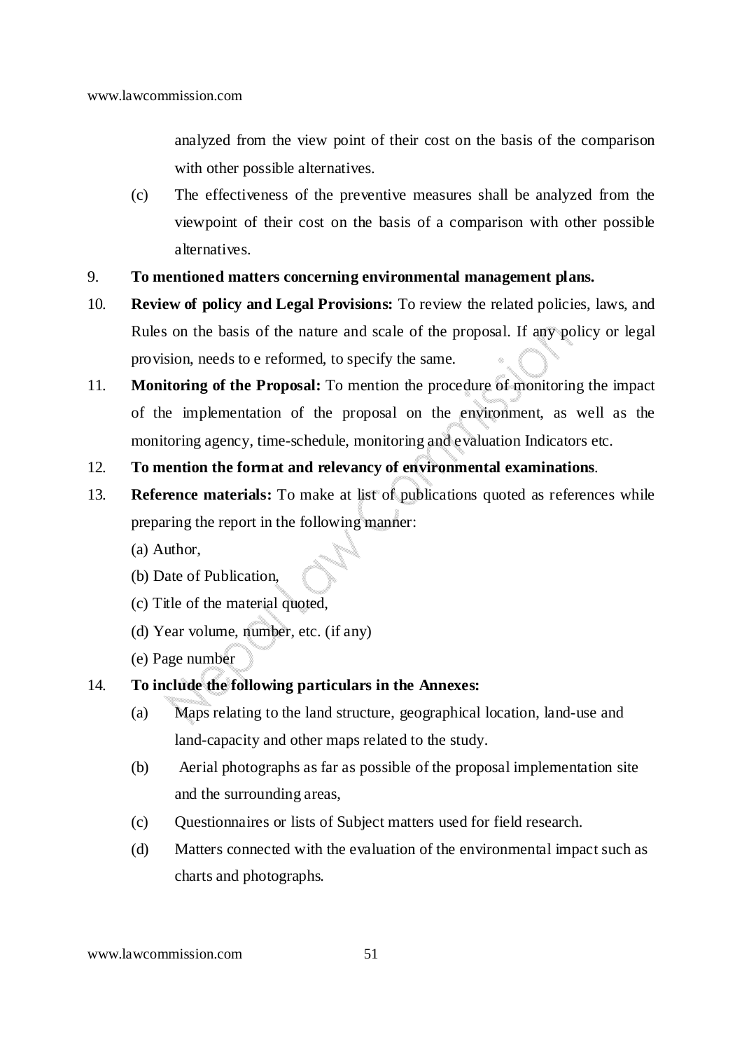analyzed from the view point of their cost on the basis of the comparison with other possible alternatives.

(c) The effectiveness of the preventive measures shall be analyzed from the viewpoint of their cost on the basis of a comparison with other possible alternatives.

9. **To mentioned matters concerning environmental management plans.**

10. **Review of policy and Legal Provisions:** To review the related policies, laws, and Rules on the basis of the nature and scale of the proposal. If any policy or legal provision, needs to e reformed, to specify the same.

11. **Monitoring of the Proposal:** To mention the procedure of monitoring the impact of the implementation of the proposal on the environment, as well as the monitoring agency, time-schedule, monitoring and evaluation Indicators etc.

12. **To mention the format and relevancy of environmental examinations**.

13. **Reference materials:** To make at list of publications quoted as references while preparing the report in the following manner:

    (a) Author,

    (b) Date of Publication,

    (c) Title of the material quoted,

    (d) Year volume, number, etc. (if any)

    (e) Page number

14. **To include the following particulars in the Annexes:**

    (a) Maps relating to the land structure, geographical location, land-use and land-capacity and other maps related to the study.

    (b) Aerial photographs as far as possible of the proposal implementation site and the surrounding areas,

    (c) Questionnaires or lists of Subject matters used for field research.

    (d) Matters connected with the evaluation of the environmental impact such as charts and photographs.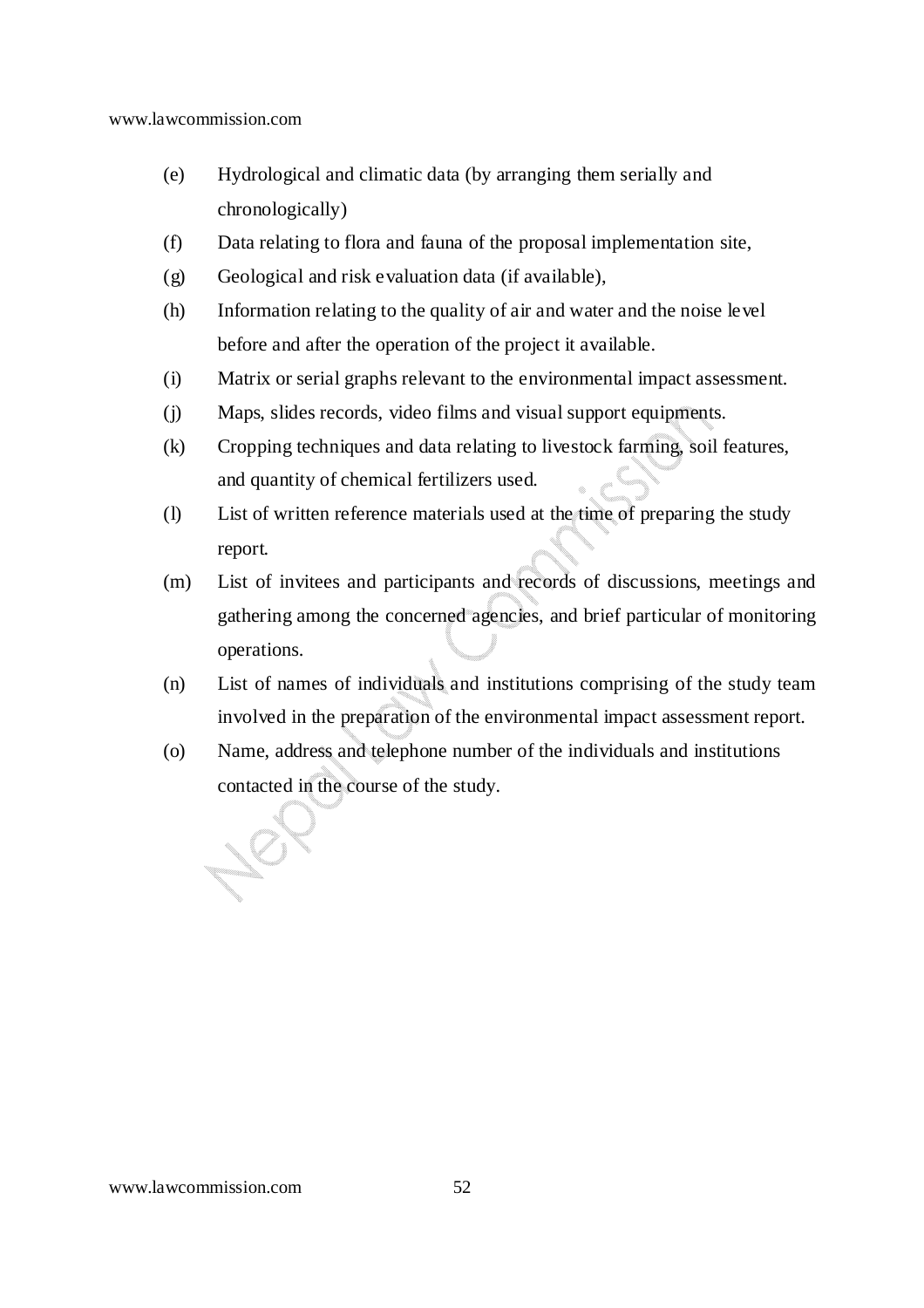(e) Hydrological and climatic data (by arranging them serially and chronologically)

(f) Data relating to flora and fauna of the proposal implementation site,

(g) Geological and risk evaluation data (if available),

(h) Information relating to the quality of air and water and the noise level before and after the operation of the project it available.

(i) Matrix or serial graphs relevant to the environmental impact assessment.

(j) Maps, slides records, video films and visual support equipments.

(k) Cropping techniques and data relating to livestock farming, soil features, and quantity of chemical fertilizers used.

(l) List of written reference materials used at the time of preparing the study report.

(m) List of invitees and participants and records of discussions, meetings and gathering among the concerned agencies, and brief particular of monitoring operations.

(n) List of names of individuals and institutions comprising of the study team involved in the preparation of the environmental impact assessment report.

(o) Name, address and telephone number of the individuals and institutions contacted in the course of the study.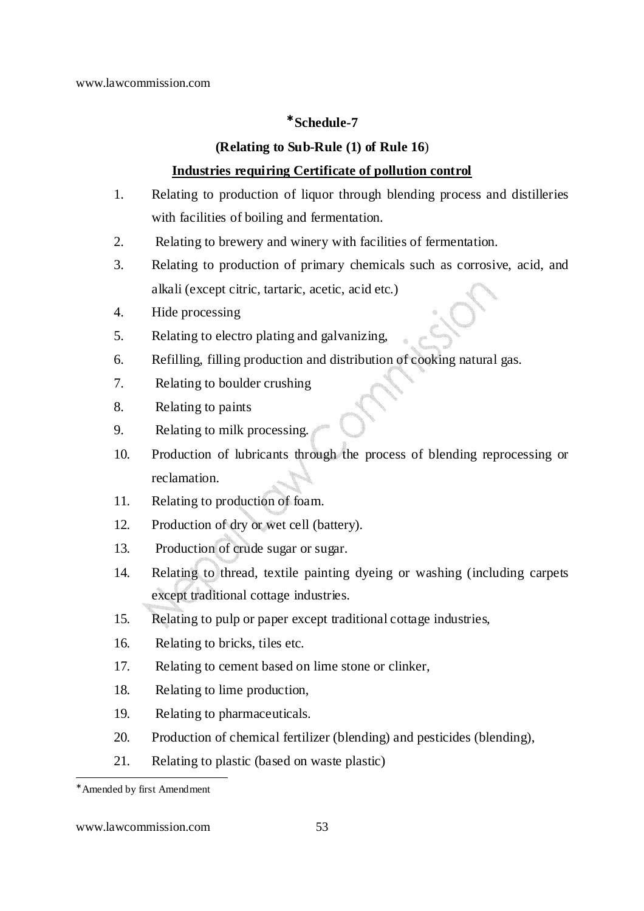## *Schedule-7

### (Relating to Sub-Rule (1) of Rule 16)

**Industries requiring Certificate of pollution control**

1. Relating to production of liquor through blending process and distilleries with facilities of boiling and fermentation.
2. Relating to brewery and winery with facilities of fermentation.
3. Relating to production of primary chemicals such as corrosive, acid, and alkali (except citric, tartaric, acetic, acid etc.)
4. Hide processing
5. Relating to electro plating and galvanizing,
6. Refilling, filling production and distribution of cooking natural gas.
7. Relating to boulder crushing
8. Relating to paints
9. Relating to milk processing.
10. Production of lubricants through the process of blending reprocessing or reclamation.
11. Relating to production of foam.
12. Production of dry or wet cell (battery).
13. Production of crude sugar or sugar.
14. Relating to thread, textile painting dyeing or washing (including carpets except traditional cottage industries.
15. Relating to pulp or paper except traditional cottage industries,
16. Relating to bricks, tiles etc.
17. Relating to cement based on lime stone or clinker,
18. Relating to lime production,
19. Relating to pharmaceuticals.
20. Production of chemical fertilizer (blending) and pesticides (blending),
21. Relating to plastic (based on waste plastic)

---

*Amended by first Amendment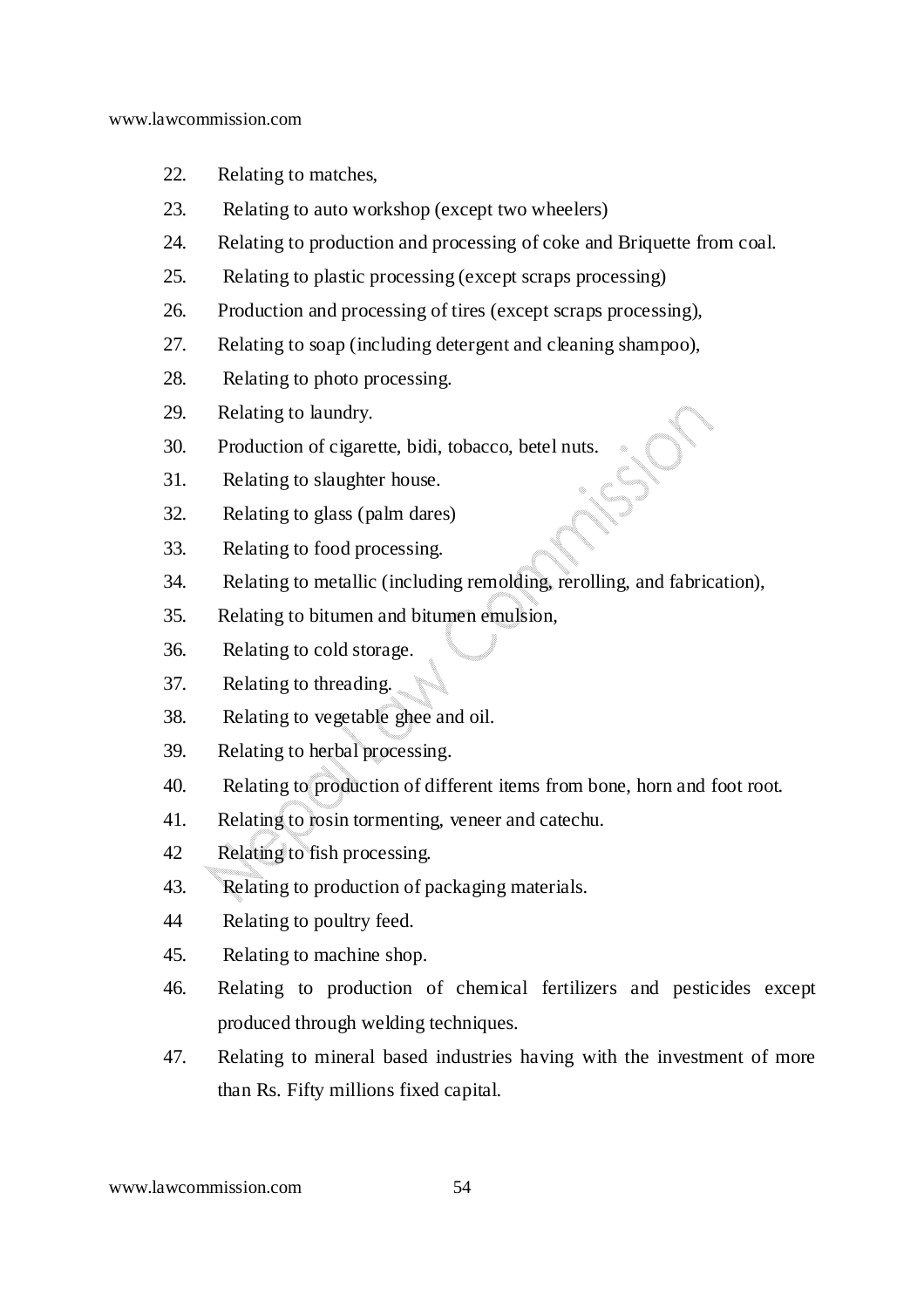22. Relating to matches,
23. Relating to auto workshop (except two wheelers)
24. Relating to production and processing of coke and Briquette from coal.
25. Relating to plastic processing (except scraps processing)
26. Production and processing of tires (except scraps processing),
27. Relating to soap (including detergent and cleaning shampoo),
28. Relating to photo processing.
29. Relating to laundry.
30. Production of cigarette, bidi, tobacco, betel nuts.
31. Relating to slaughter house.
32. Relating to glass (palm dares)
33. Relating to food processing.
34. Relating to metallic (including remolding, rerolling, and fabrication),
35. Relating to bitumen and bitumen emulsion,
36. Relating to cold storage.
37. Relating to threading.
38. Relating to vegetable ghee and oil.
39. Relating to herbal processing.
40. Relating to production of different items from bone, horn and foot root.
41. Relating to rosin tormenting, veneer and catechu.
42 Relating to fish processing.
43. Relating to production of packaging materials.
44 Relating to poultry feed.
45. Relating to machine shop.
46. Relating to production of chemical fertilizers and pesticides except produced through welding techniques.
47. Relating to mineral based industries having with the investment of more than Rs. Fifty millions fixed capital.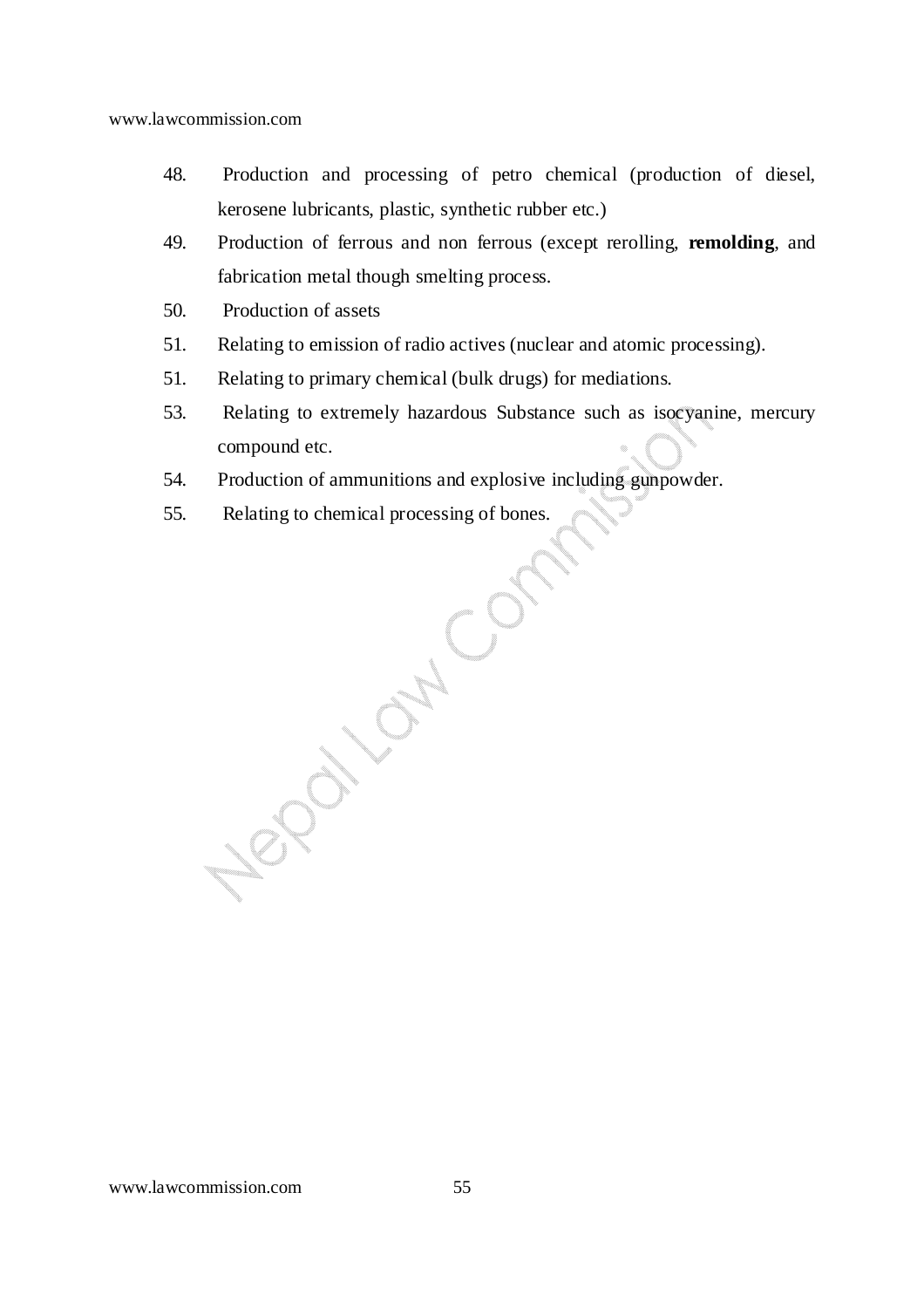48. Production and processing of petro chemical (production of diesel, kerosene lubricants, plastic, synthetic rubber etc.)
49. Production of ferrous and non ferrous (except rerolling, **remolding**, and fabrication metal though smelting process.
50. Production of assets
51. Relating to emission of radio actives (nuclear and atomic processing).
51. Relating to primary chemical (bulk drugs) for mediations.
53. Relating to extremely hazardous Substance such as isocyanine, mercury compound etc.
54. Production of ammunitions and explosive including gunpowder.
55. Relating to chemical processing of bones.